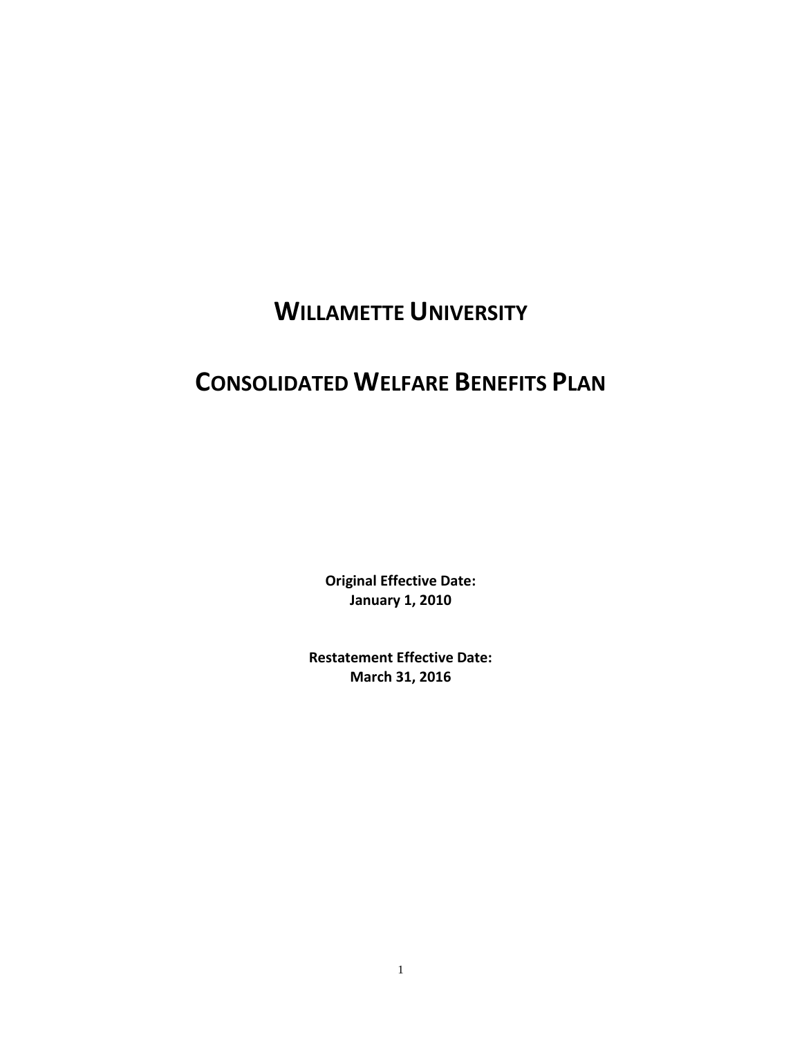# WILLAMETTE UNIVERSITY

# CONSOLIDATED WELFARE BENEFITS PLAN

**Original Effective Date:**
**January 1, 2010**

**Restatement Effective Date:**
**March 31, 2016**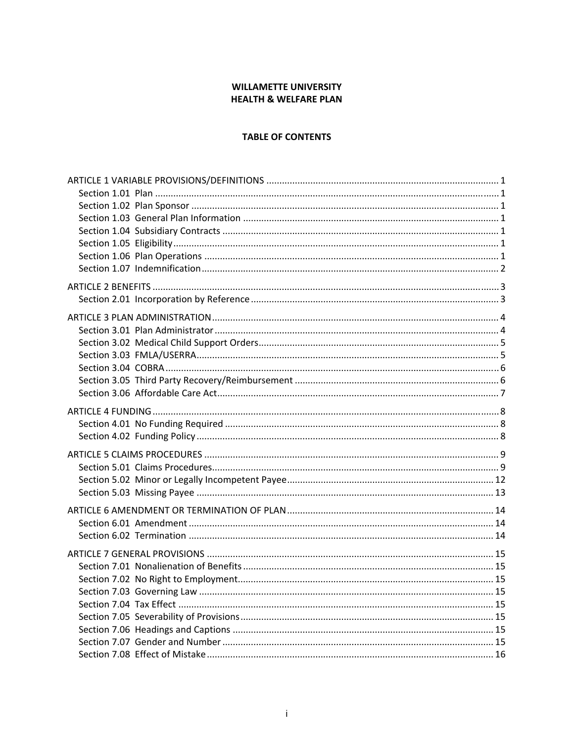**WILLAMETTE UNIVERSITY**
**HEALTH & WELFARE PLAN**

**TABLE OF CONTENTS**

ARTICLE 1 VARIABLE PROVISIONS/DEFINITIONS ..... 1
- Section 1.01 Plan ..... 1
- Section 1.02 Plan Sponsor ..... 1
- Section 1.03 General Plan Information ..... 1
- Section 1.04 Subsidiary Contracts ..... 1
- Section 1.05 Eligibility ..... 1
- Section 1.06 Plan Operations ..... 1
- Section 1.07 Indemnification ..... 2

ARTICLE 2 BENEFITS ..... 3
- Section 2.01 Incorporation by Reference ..... 3

ARTICLE 3 PLAN ADMINISTRATION ..... 4
- Section 3.01 Plan Administrator ..... 4
- Section 3.02 Medical Child Support Orders ..... 5
- Section 3.03 FMLA/USERRA ..... 5
- Section 3.04 COBRA ..... 6
- Section 3.05 Third Party Recovery/Reimbursement ..... 6
- Section 3.06 Affordable Care Act ..... 7

ARTICLE 4 FUNDING ..... 8
- Section 4.01 No Funding Required ..... 8
- Section 4.02 Funding Policy ..... 8

ARTICLE 5 CLAIMS PROCEDURES ..... 9
- Section 5.01 Claims Procedures ..... 9
- Section 5.02 Minor or Legally Incompetent Payee ..... 12
- Section 5.03 Missing Payee ..... 13

ARTICLE 6 AMENDMENT OR TERMINATION OF PLAN ..... 14
- Section 6.01 Amendment ..... 14
- Section 6.02 Termination ..... 14

ARTICLE 7 GENERAL PROVISIONS ..... 15
- Section 7.01 Nonalienation of Benefits ..... 15
- Section 7.02 No Right to Employment ..... 15
- Section 7.03 Governing Law ..... 15
- Section 7.04 Tax Effect ..... 15
- Section 7.05 Severability of Provisions ..... 15
- Section 7.06 Headings and Captions ..... 15
- Section 7.07 Gender and Number ..... 15
- Section 7.08 Effect of Mistake ..... 16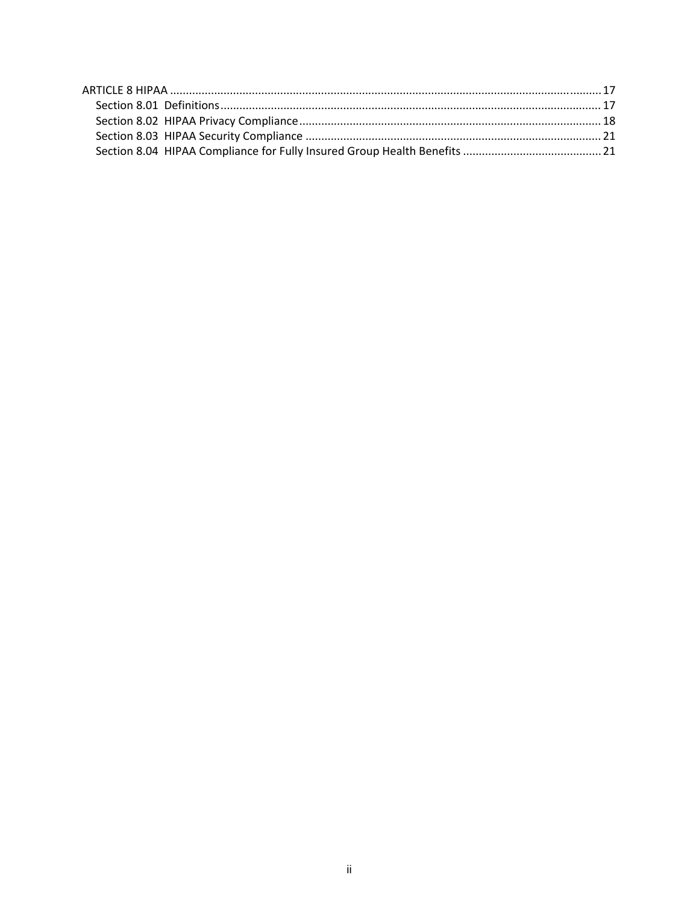ARTICLE 8 HIPAA .......... 17

- Section 8.01 Definitions .......... 17
- Section 8.02 HIPAA Privacy Compliance .......... 18
- Section 8.03 HIPAA Security Compliance .......... 21
- Section 8.04 HIPAA Compliance for Fully Insured Group Health Benefits .......... 21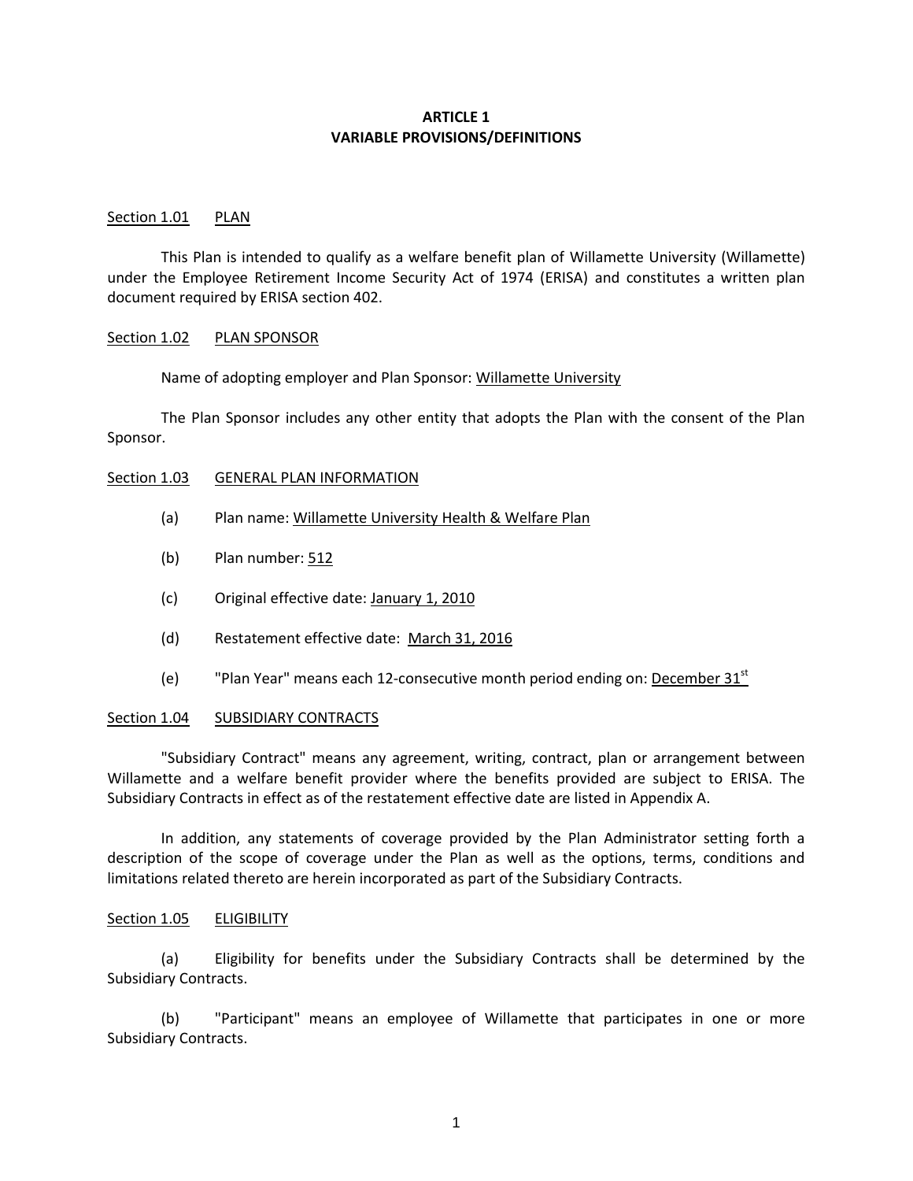# ARTICLE 1
# VARIABLE PROVISIONS/DEFINITIONS

Section 1.01 PLAN

This Plan is intended to qualify as a welfare benefit plan of Willamette University (Willamette) under the Employee Retirement Income Security Act of 1974 (ERISA) and constitutes a written plan document required by ERISA section 402.

Section 1.02 PLAN SPONSOR

Name of adopting employer and Plan Sponsor: Willamette University

The Plan Sponsor includes any other entity that adopts the Plan with the consent of the Plan Sponsor.

Section 1.03 GENERAL PLAN INFORMATION

(a) Plan name: Willamette University Health & Welfare Plan

(b) Plan number: 512

(c) Original effective date: January 1, 2010

(d) Restatement effective date: March 31, 2016

(e) "Plan Year" means each 12-consecutive month period ending on: December 31st

Section 1.04 SUBSIDIARY CONTRACTS

"Subsidiary Contract" means any agreement, writing, contract, plan or arrangement between Willamette and a welfare benefit provider where the benefits provided are subject to ERISA. The Subsidiary Contracts in effect as of the restatement effective date are listed in Appendix A.

In addition, any statements of coverage provided by the Plan Administrator setting forth a description of the scope of coverage under the Plan as well as the options, terms, conditions and limitations related thereto are herein incorporated as part of the Subsidiary Contracts.

Section 1.05 ELIGIBILITY

(a) Eligibility for benefits under the Subsidiary Contracts shall be determined by the Subsidiary Contracts.

(b) "Participant" means an employee of Willamette that participates in one or more Subsidiary Contracts.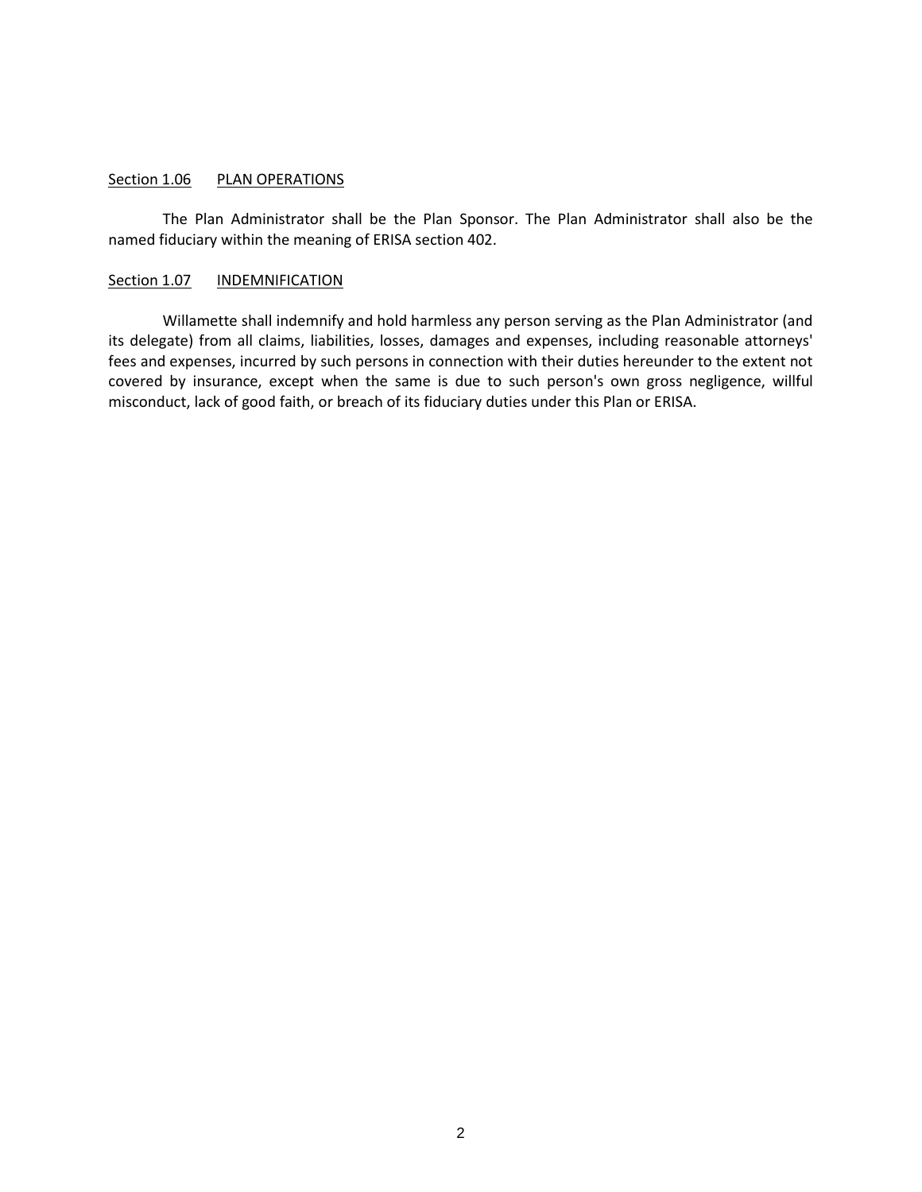Section 1.06 PLAN OPERATIONS

The Plan Administrator shall be the Plan Sponsor. The Plan Administrator shall also be the named fiduciary within the meaning of ERISA section 402.

Section 1.07 INDEMNIFICATION

Willamette shall indemnify and hold harmless any person serving as the Plan Administrator (and its delegate) from all claims, liabilities, losses, damages and expenses, including reasonable attorneys' fees and expenses, incurred by such persons in connection with their duties hereunder to the extent not covered by insurance, except when the same is due to such person's own gross negligence, willful misconduct, lack of good faith, or breach of its fiduciary duties under this Plan or ERISA.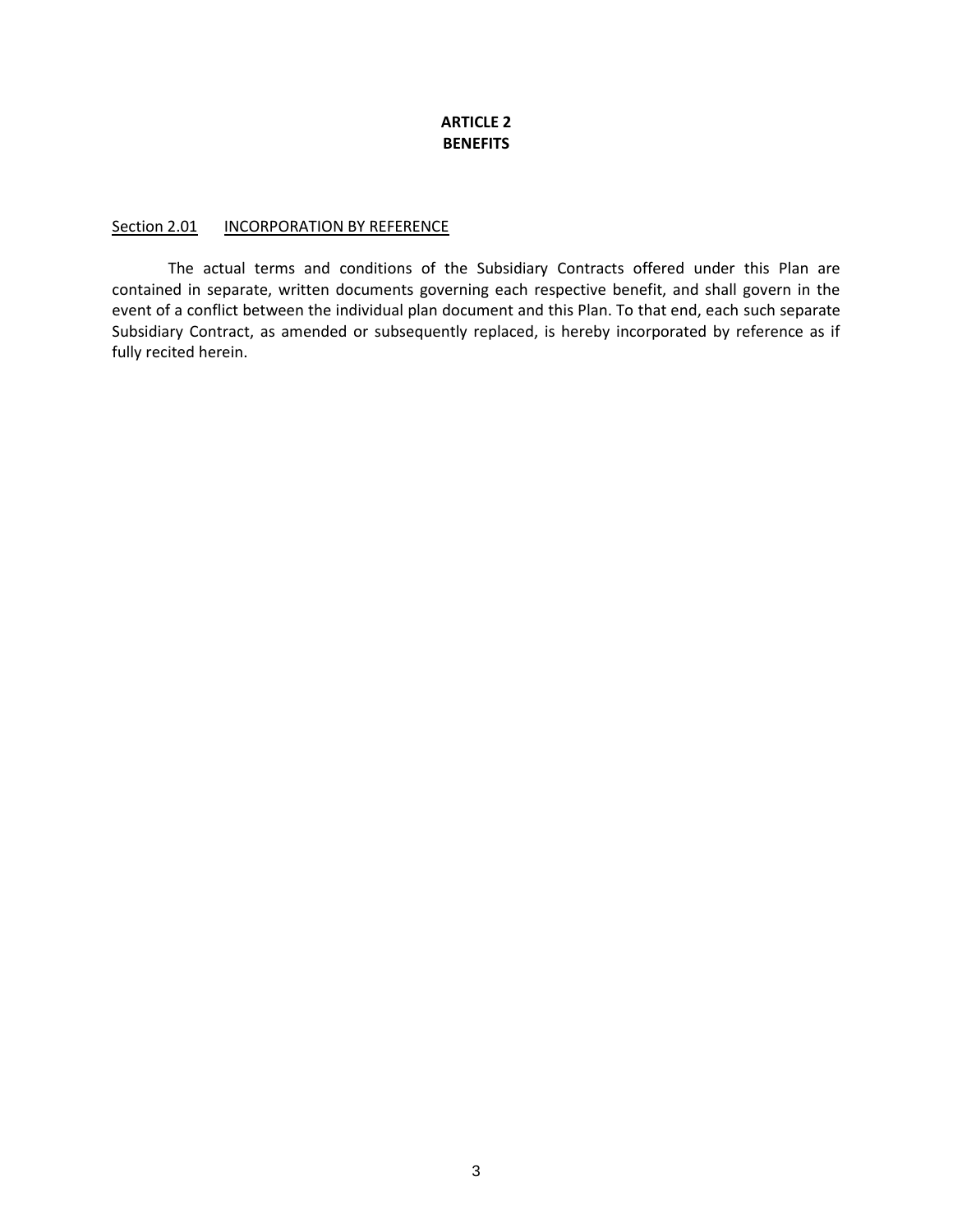# ARTICLE 2
# BENEFITS

Section 2.01 INCORPORATION BY REFERENCE

The actual terms and conditions of the Subsidiary Contracts offered under this Plan are contained in separate, written documents governing each respective benefit, and shall govern in the event of a conflict between the individual plan document and this Plan. To that end, each such separate Subsidiary Contract, as amended or subsequently replaced, is hereby incorporated by reference as if fully recited herein.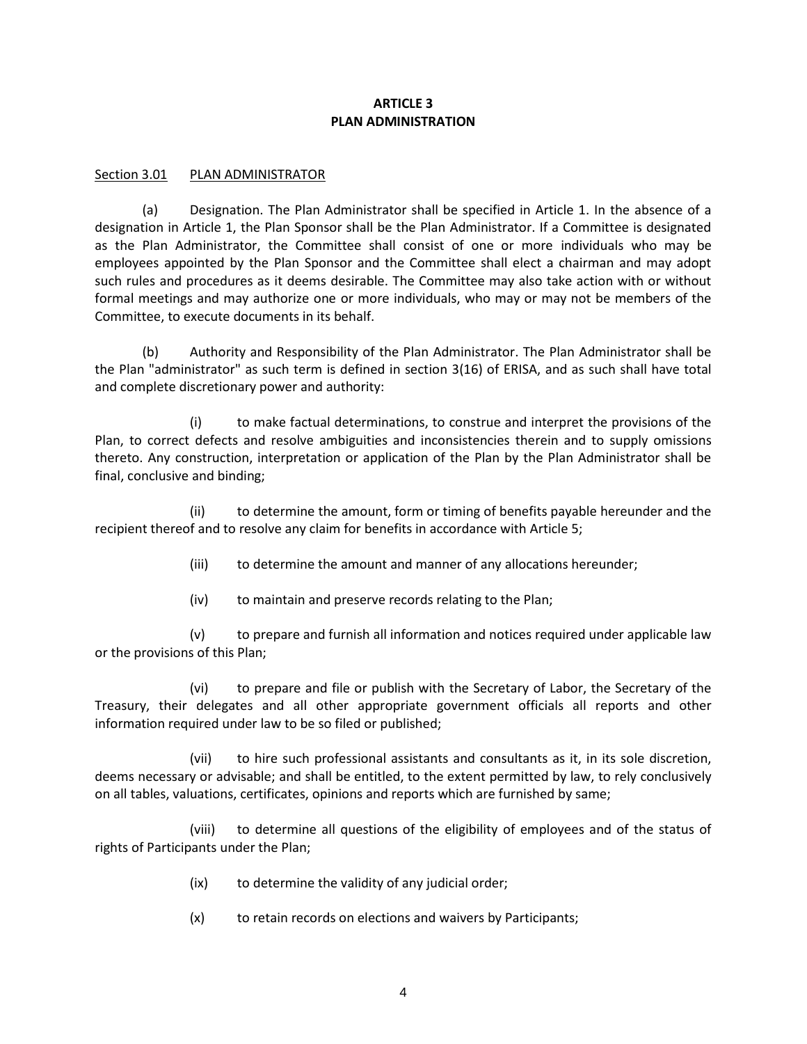# ARTICLE 3
# PLAN ADMINISTRATION

Section 3.01 PLAN ADMINISTRATOR

(a) Designation. The Plan Administrator shall be specified in Article 1. In the absence of a designation in Article 1, the Plan Sponsor shall be the Plan Administrator. If a Committee is designated as the Plan Administrator, the Committee shall consist of one or more individuals who may be employees appointed by the Plan Sponsor and the Committee shall elect a chairman and may adopt such rules and procedures as it deems desirable. The Committee may also take action with or without formal meetings and may authorize one or more individuals, who may or may not be members of the Committee, to execute documents in its behalf.

(b) Authority and Responsibility of the Plan Administrator. The Plan Administrator shall be the Plan "administrator" as such term is defined in section 3(16) of ERISA, and as such shall have total and complete discretionary power and authority:

(i) to make factual determinations, to construe and interpret the provisions of the Plan, to correct defects and resolve ambiguities and inconsistencies therein and to supply omissions thereto. Any construction, interpretation or application of the Plan by the Plan Administrator shall be final, conclusive and binding;

(ii) to determine the amount, form or timing of benefits payable hereunder and the recipient thereof and to resolve any claim for benefits in accordance with Article 5;

(iii) to determine the amount and manner of any allocations hereunder;

(iv) to maintain and preserve records relating to the Plan;

(v) to prepare and furnish all information and notices required under applicable law or the provisions of this Plan;

(vi) to prepare and file or publish with the Secretary of Labor, the Secretary of the Treasury, their delegates and all other appropriate government officials all reports and other information required under law to be so filed or published;

(vii) to hire such professional assistants and consultants as it, in its sole discretion, deems necessary or advisable; and shall be entitled, to the extent permitted by law, to rely conclusively on all tables, valuations, certificates, opinions and reports which are furnished by same;

(viii) to determine all questions of the eligibility of employees and of the status of rights of Participants under the Plan;

(ix) to determine the validity of any judicial order;

(x) to retain records on elections and waivers by Participants;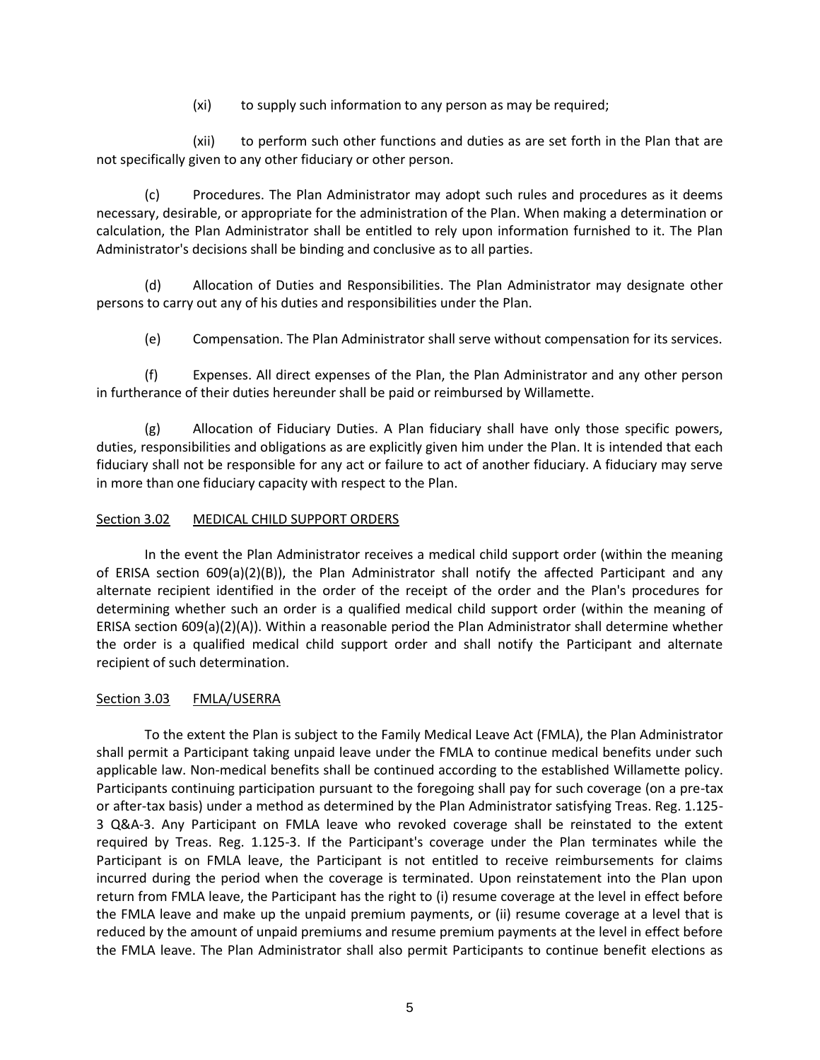(xi) to supply such information to any person as may be required;

(xii) to perform such other functions and duties as are set forth in the Plan that are not specifically given to any other fiduciary or other person.

(c) Procedures. The Plan Administrator may adopt such rules and procedures as it deems necessary, desirable, or appropriate for the administration of the Plan. When making a determination or calculation, the Plan Administrator shall be entitled to rely upon information furnished to it. The Plan Administrator's decisions shall be binding and conclusive as to all parties.

(d) Allocation of Duties and Responsibilities. The Plan Administrator may designate other persons to carry out any of his duties and responsibilities under the Plan.

(e) Compensation. The Plan Administrator shall serve without compensation for its services.

(f) Expenses. All direct expenses of the Plan, the Plan Administrator and any other person in furtherance of their duties hereunder shall be paid or reimbursed by Willamette.

(g) Allocation of Fiduciary Duties. A Plan fiduciary shall have only those specific powers, duties, responsibilities and obligations as are explicitly given him under the Plan. It is intended that each fiduciary shall not be responsible for any act or failure to act of another fiduciary. A fiduciary may serve in more than one fiduciary capacity with respect to the Plan.

Section 3.02 MEDICAL CHILD SUPPORT ORDERS

In the event the Plan Administrator receives a medical child support order (within the meaning of ERISA section 609(a)(2)(B)), the Plan Administrator shall notify the affected Participant and any alternate recipient identified in the order of the receipt of the order and the Plan's procedures for determining whether such an order is a qualified medical child support order (within the meaning of ERISA section 609(a)(2)(A)). Within a reasonable period the Plan Administrator shall determine whether the order is a qualified medical child support order and shall notify the Participant and alternate recipient of such determination.

Section 3.03 FMLA/USERRA

To the extent the Plan is subject to the Family Medical Leave Act (FMLA), the Plan Administrator shall permit a Participant taking unpaid leave under the FMLA to continue medical benefits under such applicable law. Non-medical benefits shall be continued according to the established Willamette policy. Participants continuing participation pursuant to the foregoing shall pay for such coverage (on a pre-tax or after-tax basis) under a method as determined by the Plan Administrator satisfying Treas. Reg. 1.125-3 Q&A-3. Any Participant on FMLA leave who revoked coverage shall be reinstated to the extent required by Treas. Reg. 1.125-3. If the Participant's coverage under the Plan terminates while the Participant is on FMLA leave, the Participant is not entitled to receive reimbursements for claims incurred during the period when the coverage is terminated. Upon reinstatement into the Plan upon return from FMLA leave, the Participant has the right to (i) resume coverage at the level in effect before the FMLA leave and make up the unpaid premium payments, or (ii) resume coverage at a level that is reduced by the amount of unpaid premiums and resume premium payments at the level in effect before the FMLA leave. The Plan Administrator shall also permit Participants to continue benefit elections as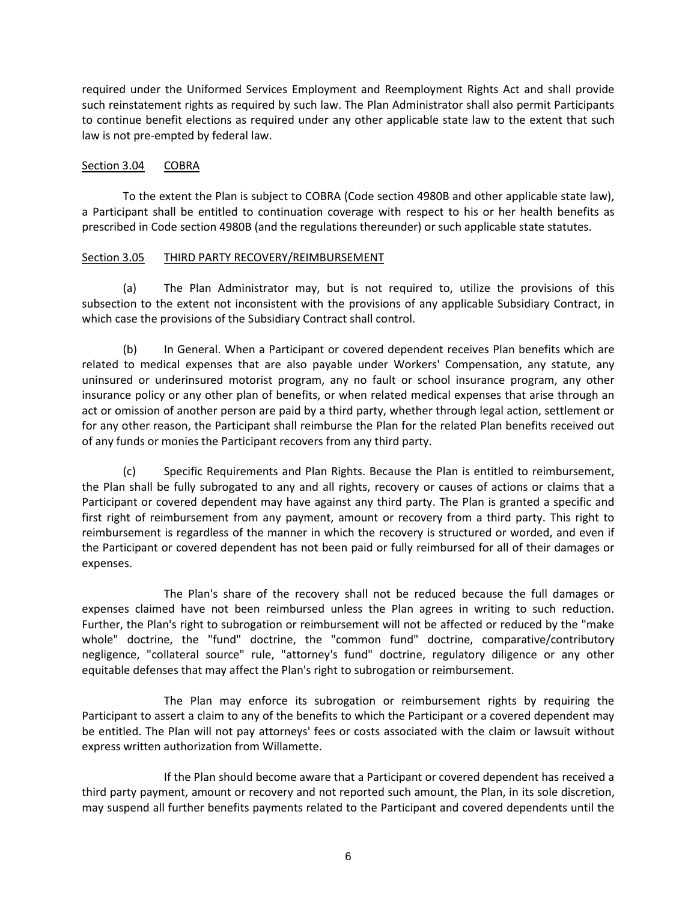required under the Uniformed Services Employment and Reemployment Rights Act and shall provide such reinstatement rights as required by such law. The Plan Administrator shall also permit Participants to continue benefit elections as required under any other applicable state law to the extent that such law is not pre-empted by federal law.

### Section 3.04 COBRA

To the extent the Plan is subject to COBRA (Code section 4980B and other applicable state law), a Participant shall be entitled to continuation coverage with respect to his or her health benefits as prescribed in Code section 4980B (and the regulations thereunder) or such applicable state statutes.

### Section 3.05 THIRD PARTY RECOVERY/REIMBURSEMENT

(a) The Plan Administrator may, but is not required to, utilize the provisions of this subsection to the extent not inconsistent with the provisions of any applicable Subsidiary Contract, in which case the provisions of the Subsidiary Contract shall control.

(b) In General. When a Participant or covered dependent receives Plan benefits which are related to medical expenses that are also payable under Workers' Compensation, any statute, any uninsured or underinsured motorist program, any no fault or school insurance program, any other insurance policy or any other plan of benefits, or when related medical expenses that arise through an act or omission of another person are paid by a third party, whether through legal action, settlement or for any other reason, the Participant shall reimburse the Plan for the related Plan benefits received out of any funds or monies the Participant recovers from any third party.

(c) Specific Requirements and Plan Rights. Because the Plan is entitled to reimbursement, the Plan shall be fully subrogated to any and all rights, recovery or causes of actions or claims that a Participant or covered dependent may have against any third party. The Plan is granted a specific and first right of reimbursement from any payment, amount or recovery from a third party. This right to reimbursement is regardless of the manner in which the recovery is structured or worded, and even if the Participant or covered dependent has not been paid or fully reimbursed for all of their damages or expenses.

The Plan's share of the recovery shall not be reduced because the full damages or expenses claimed have not been reimbursed unless the Plan agrees in writing to such reduction. Further, the Plan's right to subrogation or reimbursement will not be affected or reduced by the "make whole" doctrine, the "fund" doctrine, the "common fund" doctrine, comparative/contributory negligence, "collateral source" rule, "attorney's fund" doctrine, regulatory diligence or any other equitable defenses that may affect the Plan's right to subrogation or reimbursement.

The Plan may enforce its subrogation or reimbursement rights by requiring the Participant to assert a claim to any of the benefits to which the Participant or a covered dependent may be entitled. The Plan will not pay attorneys' fees or costs associated with the claim or lawsuit without express written authorization from Willamette.

If the Plan should become aware that a Participant or covered dependent has received a third party payment, amount or recovery and not reported such amount, the Plan, in its sole discretion, may suspend all further benefits payments related to the Participant and covered dependents until the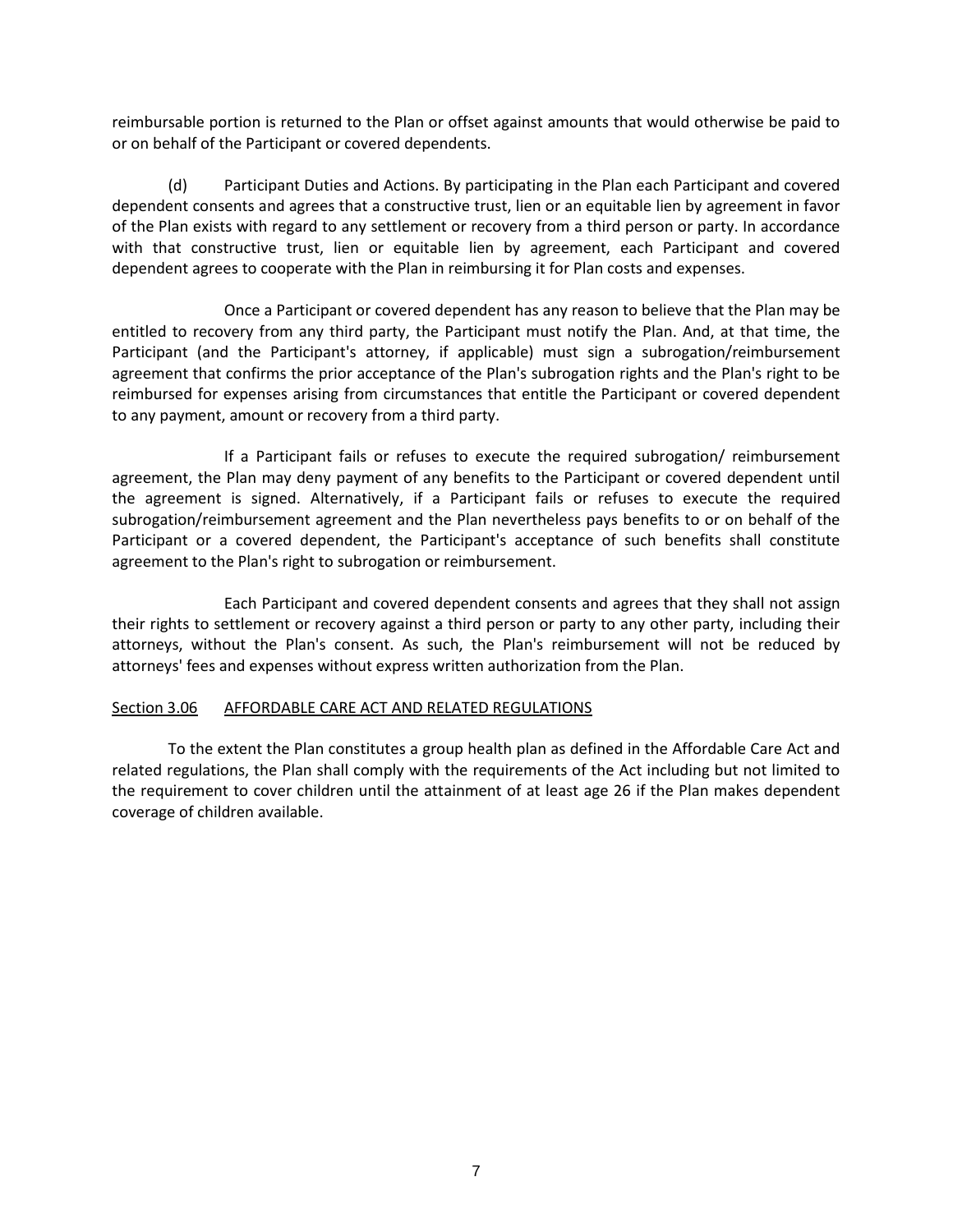reimbursable portion is returned to the Plan or offset against amounts that would otherwise be paid to or on behalf of the Participant or covered dependents.

(d) Participant Duties and Actions. By participating in the Plan each Participant and covered dependent consents and agrees that a constructive trust, lien or an equitable lien by agreement in favor of the Plan exists with regard to any settlement or recovery from a third person or party. In accordance with that constructive trust, lien or equitable lien by agreement, each Participant and covered dependent agrees to cooperate with the Plan in reimbursing it for Plan costs and expenses.

Once a Participant or covered dependent has any reason to believe that the Plan may be entitled to recovery from any third party, the Participant must notify the Plan. And, at that time, the Participant (and the Participant's attorney, if applicable) must sign a subrogation/reimbursement agreement that confirms the prior acceptance of the Plan's subrogation rights and the Plan's right to be reimbursed for expenses arising from circumstances that entitle the Participant or covered dependent to any payment, amount or recovery from a third party.

If a Participant fails or refuses to execute the required subrogation/ reimbursement agreement, the Plan may deny payment of any benefits to the Participant or covered dependent until the agreement is signed. Alternatively, if a Participant fails or refuses to execute the required subrogation/reimbursement agreement and the Plan nevertheless pays benefits to or on behalf of the Participant or a covered dependent, the Participant's acceptance of such benefits shall constitute agreement to the Plan's right to subrogation or reimbursement.

Each Participant and covered dependent consents and agrees that they shall not assign their rights to settlement or recovery against a third person or party to any other party, including their attorneys, without the Plan's consent. As such, the Plan's reimbursement will not be reduced by attorneys' fees and expenses without express written authorization from the Plan.

## Section 3.06 AFFORDABLE CARE ACT AND RELATED REGULATIONS

To the extent the Plan constitutes a group health plan as defined in the Affordable Care Act and related regulations, the Plan shall comply with the requirements of the Act including but not limited to the requirement to cover children until the attainment of at least age 26 if the Plan makes dependent coverage of children available.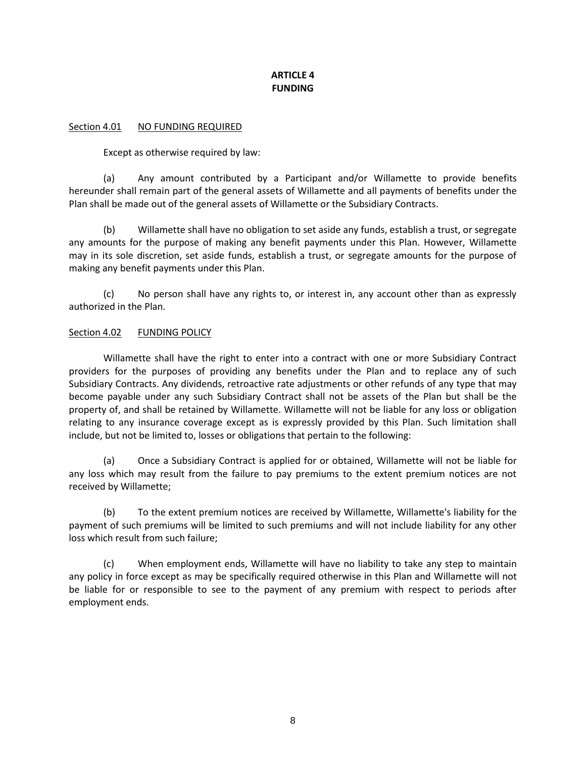# ARTICLE 4
# FUNDING

Section 4.01 NO FUNDING REQUIRED

Except as otherwise required by law:

(a) Any amount contributed by a Participant and/or Willamette to provide benefits hereunder shall remain part of the general assets of Willamette and all payments of benefits under the Plan shall be made out of the general assets of Willamette or the Subsidiary Contracts.

(b) Willamette shall have no obligation to set aside any funds, establish a trust, or segregate any amounts for the purpose of making any benefit payments under this Plan. However, Willamette may in its sole discretion, set aside funds, establish a trust, or segregate amounts for the purpose of making any benefit payments under this Plan.

(c) No person shall have any rights to, or interest in, any account other than as expressly authorized in the Plan.

Section 4.02 FUNDING POLICY

Willamette shall have the right to enter into a contract with one or more Subsidiary Contract providers for the purposes of providing any benefits under the Plan and to replace any of such Subsidiary Contracts. Any dividends, retroactive rate adjustments or other refunds of any type that may become payable under any such Subsidiary Contract shall not be assets of the Plan but shall be the property of, and shall be retained by Willamette. Willamette will not be liable for any loss or obligation relating to any insurance coverage except as is expressly provided by this Plan. Such limitation shall include, but not be limited to, losses or obligations that pertain to the following:

(a) Once a Subsidiary Contract is applied for or obtained, Willamette will not be liable for any loss which may result from the failure to pay premiums to the extent premium notices are not received by Willamette;

(b) To the extent premium notices are received by Willamette, Willamette's liability for the payment of such premiums will be limited to such premiums and will not include liability for any other loss which result from such failure;

(c) When employment ends, Willamette will have no liability to take any step to maintain any policy in force except as may be specifically required otherwise in this Plan and Willamette will not be liable for or responsible to see to the payment of any premium with respect to periods after employment ends.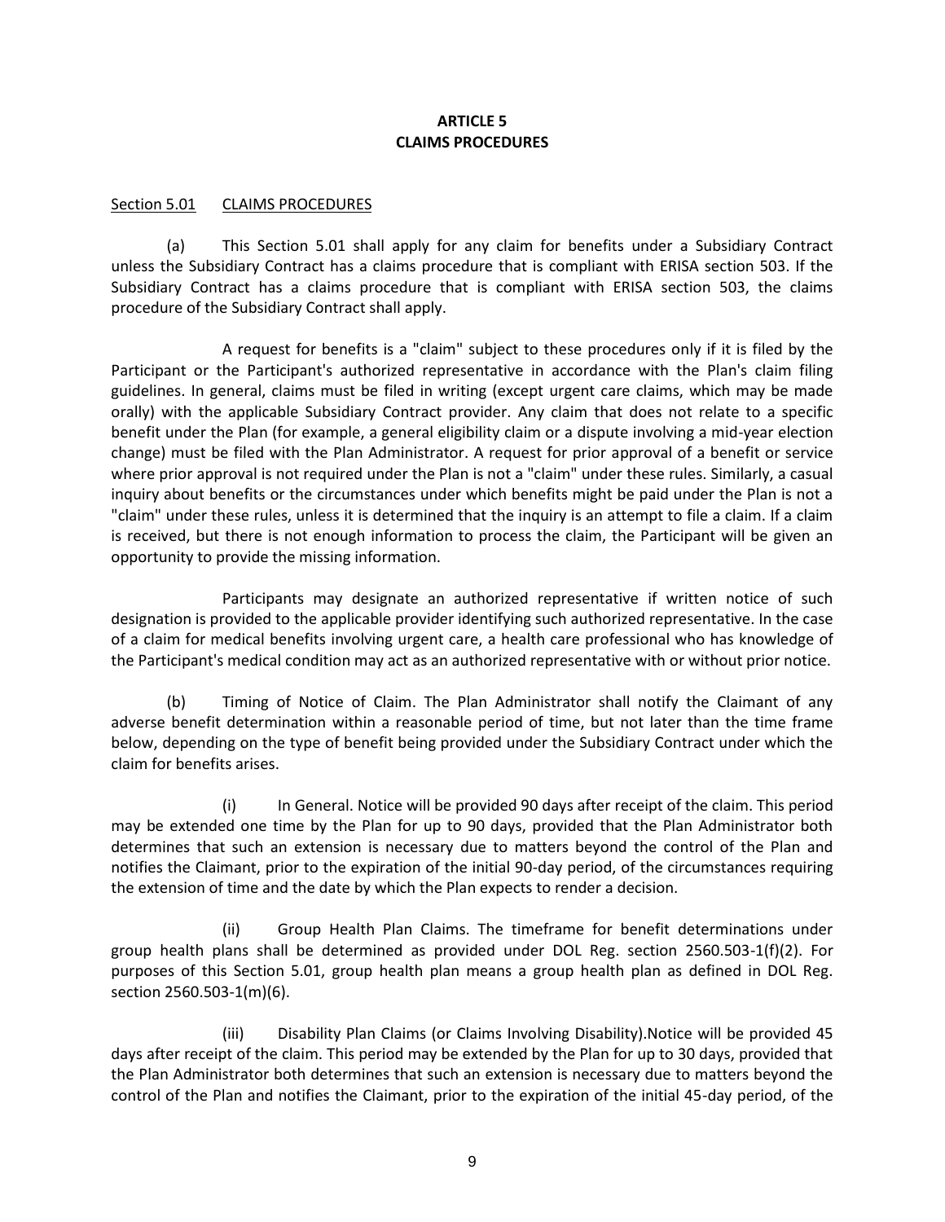# ARTICLE 5
# CLAIMS PROCEDURES

## Section 5.01 CLAIMS PROCEDURES

(a) This Section 5.01 shall apply for any claim for benefits under a Subsidiary Contract unless the Subsidiary Contract has a claims procedure that is compliant with ERISA section 503. If the Subsidiary Contract has a claims procedure that is compliant with ERISA section 503, the claims procedure of the Subsidiary Contract shall apply.

A request for benefits is a "claim" subject to these procedures only if it is filed by the Participant or the Participant's authorized representative in accordance with the Plan's claim filing guidelines. In general, claims must be filed in writing (except urgent care claims, which may be made orally) with the applicable Subsidiary Contract provider. Any claim that does not relate to a specific benefit under the Plan (for example, a general eligibility claim or a dispute involving a mid-year election change) must be filed with the Plan Administrator. A request for prior approval of a benefit or service where prior approval is not required under the Plan is not a "claim" under these rules. Similarly, a casual inquiry about benefits or the circumstances under which benefits might be paid under the Plan is not a "claim" under these rules, unless it is determined that the inquiry is an attempt to file a claim. If a claim is received, but there is not enough information to process the claim, the Participant will be given an opportunity to provide the missing information.

Participants may designate an authorized representative if written notice of such designation is provided to the applicable provider identifying such authorized representative. In the case of a claim for medical benefits involving urgent care, a health care professional who has knowledge of the Participant's medical condition may act as an authorized representative with or without prior notice.

(b) Timing of Notice of Claim. The Plan Administrator shall notify the Claimant of any adverse benefit determination within a reasonable period of time, but not later than the time frame below, depending on the type of benefit being provided under the Subsidiary Contract under which the claim for benefits arises.

(i) In General. Notice will be provided 90 days after receipt of the claim. This period may be extended one time by the Plan for up to 90 days, provided that the Plan Administrator both determines that such an extension is necessary due to matters beyond the control of the Plan and notifies the Claimant, prior to the expiration of the initial 90-day period, of the circumstances requiring the extension of time and the date by which the Plan expects to render a decision.

(ii) Group Health Plan Claims. The timeframe for benefit determinations under group health plans shall be determined as provided under DOL Reg. section 2560.503-1(f)(2). For purposes of this Section 5.01, group health plan means a group health plan as defined in DOL Reg. section 2560.503-1(m)(6).

(iii) Disability Plan Claims (or Claims Involving Disability).Notice will be provided 45 days after receipt of the claim. This period may be extended by the Plan for up to 30 days, provided that the Plan Administrator both determines that such an extension is necessary due to matters beyond the control of the Plan and notifies the Claimant, prior to the expiration of the initial 45-day period, of the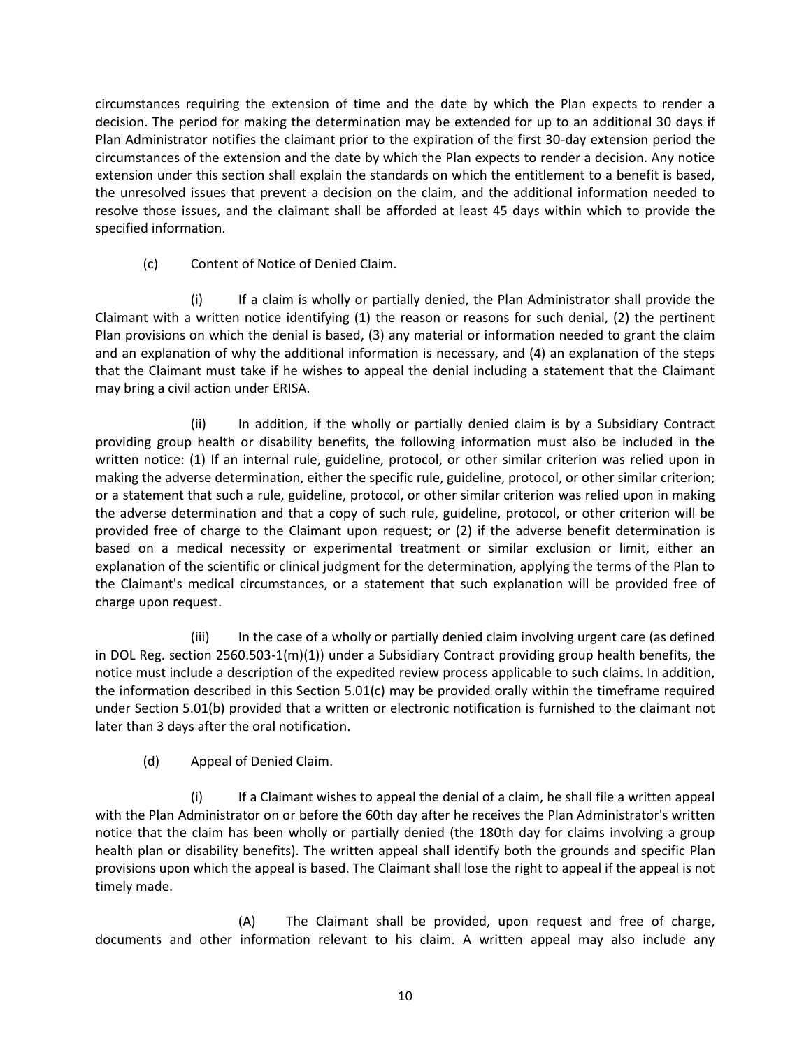circumstances requiring the extension of time and the date by which the Plan expects to render a decision. The period for making the determination may be extended for up to an additional 30 days if Plan Administrator notifies the claimant prior to the expiration of the first 30-day extension period the circumstances of the extension and the date by which the Plan expects to render a decision. Any notice extension under this section shall explain the standards on which the entitlement to a benefit is based, the unresolved issues that prevent a decision on the claim, and the additional information needed to resolve those issues, and the claimant shall be afforded at least 45 days within which to provide the specified information.

(c) Content of Notice of Denied Claim.

(i) If a claim is wholly or partially denied, the Plan Administrator shall provide the Claimant with a written notice identifying (1) the reason or reasons for such denial, (2) the pertinent Plan provisions on which the denial is based, (3) any material or information needed to grant the claim and an explanation of why the additional information is necessary, and (4) an explanation of the steps that the Claimant must take if he wishes to appeal the denial including a statement that the Claimant may bring a civil action under ERISA.

(ii) In addition, if the wholly or partially denied claim is by a Subsidiary Contract providing group health or disability benefits, the following information must also be included in the written notice: (1) If an internal rule, guideline, protocol, or other similar criterion was relied upon in making the adverse determination, either the specific rule, guideline, protocol, or other similar criterion; or a statement that such a rule, guideline, protocol, or other similar criterion was relied upon in making the adverse determination and that a copy of such rule, guideline, protocol, or other criterion will be provided free of charge to the Claimant upon request; or (2) if the adverse benefit determination is based on a medical necessity or experimental treatment or similar exclusion or limit, either an explanation of the scientific or clinical judgment for the determination, applying the terms of the Plan to the Claimant's medical circumstances, or a statement that such explanation will be provided free of charge upon request.

(iii) In the case of a wholly or partially denied claim involving urgent care (as defined in DOL Reg. section 2560.503-1(m)(1)) under a Subsidiary Contract providing group health benefits, the notice must include a description of the expedited review process applicable to such claims. In addition, the information described in this Section 5.01(c) may be provided orally within the timeframe required under Section 5.01(b) provided that a written or electronic notification is furnished to the claimant not later than 3 days after the oral notification.

(d) Appeal of Denied Claim.

(i) If a Claimant wishes to appeal the denial of a claim, he shall file a written appeal with the Plan Administrator on or before the 60th day after he receives the Plan Administrator's written notice that the claim has been wholly or partially denied (the 180th day for claims involving a group health plan or disability benefits). The written appeal shall identify both the grounds and specific Plan provisions upon which the appeal is based. The Claimant shall lose the right to appeal if the appeal is not timely made.

(A) The Claimant shall be provided, upon request and free of charge, documents and other information relevant to his claim. A written appeal may also include any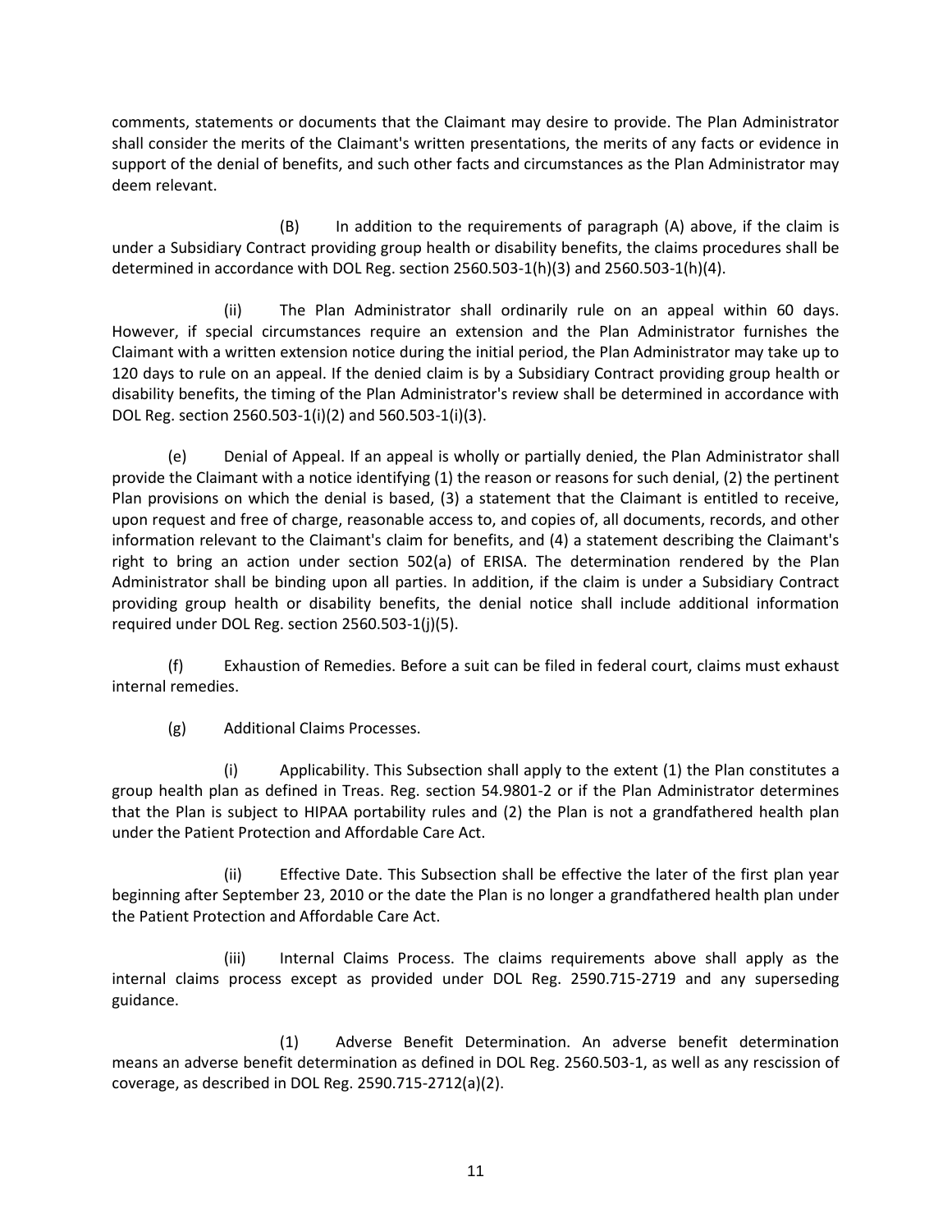comments, statements or documents that the Claimant may desire to provide. The Plan Administrator shall consider the merits of the Claimant's written presentations, the merits of any facts or evidence in support of the denial of benefits, and such other facts and circumstances as the Plan Administrator may deem relevant.

(B) In addition to the requirements of paragraph (A) above, if the claim is under a Subsidiary Contract providing group health or disability benefits, the claims procedures shall be determined in accordance with DOL Reg. section 2560.503-1(h)(3) and 2560.503-1(h)(4).

(ii) The Plan Administrator shall ordinarily rule on an appeal within 60 days. However, if special circumstances require an extension and the Plan Administrator furnishes the Claimant with a written extension notice during the initial period, the Plan Administrator may take up to 120 days to rule on an appeal. If the denied claim is by a Subsidiary Contract providing group health or disability benefits, the timing of the Plan Administrator's review shall be determined in accordance with DOL Reg. section 2560.503-1(i)(2) and 560.503-1(i)(3).

(e) Denial of Appeal. If an appeal is wholly or partially denied, the Plan Administrator shall provide the Claimant with a notice identifying (1) the reason or reasons for such denial, (2) the pertinent Plan provisions on which the denial is based, (3) a statement that the Claimant is entitled to receive, upon request and free of charge, reasonable access to, and copies of, all documents, records, and other information relevant to the Claimant's claim for benefits, and (4) a statement describing the Claimant's right to bring an action under section 502(a) of ERISA. The determination rendered by the Plan Administrator shall be binding upon all parties. In addition, if the claim is under a Subsidiary Contract providing group health or disability benefits, the denial notice shall include additional information required under DOL Reg. section 2560.503-1(j)(5).

(f) Exhaustion of Remedies. Before a suit can be filed in federal court, claims must exhaust internal remedies.

(g) Additional Claims Processes.

(i) Applicability. This Subsection shall apply to the extent (1) the Plan constitutes a group health plan as defined in Treas. Reg. section 54.9801-2 or if the Plan Administrator determines that the Plan is subject to HIPAA portability rules and (2) the Plan is not a grandfathered health plan under the Patient Protection and Affordable Care Act.

(ii) Effective Date. This Subsection shall be effective the later of the first plan year beginning after September 23, 2010 or the date the Plan is no longer a grandfathered health plan under the Patient Protection and Affordable Care Act.

(iii) Internal Claims Process. The claims requirements above shall apply as the internal claims process except as provided under DOL Reg. 2590.715-2719 and any superseding guidance.

(1) Adverse Benefit Determination. An adverse benefit determination means an adverse benefit determination as defined in DOL Reg. 2560.503-1, as well as any rescission of coverage, as described in DOL Reg. 2590.715-2712(a)(2).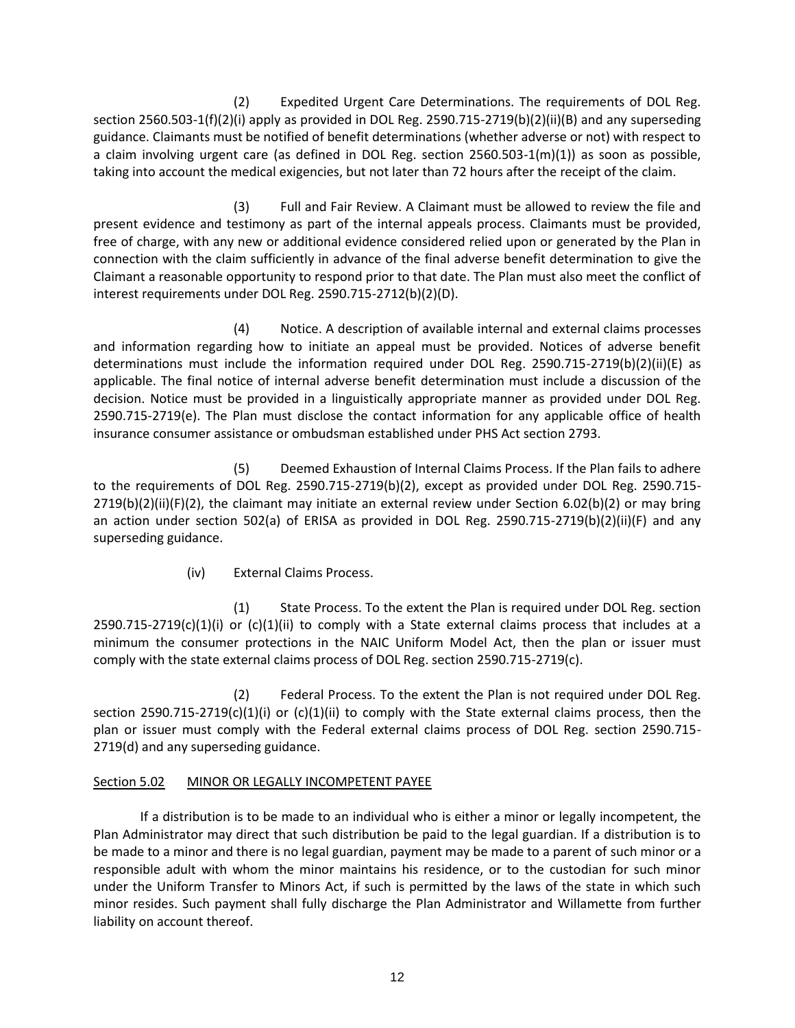(2) Expedited Urgent Care Determinations. The requirements of DOL Reg. section 2560.503-1(f)(2)(i) apply as provided in DOL Reg. 2590.715-2719(b)(2)(ii)(B) and any superseding guidance. Claimants must be notified of benefit determinations (whether adverse or not) with respect to a claim involving urgent care (as defined in DOL Reg. section 2560.503-1(m)(1)) as soon as possible, taking into account the medical exigencies, but not later than 72 hours after the receipt of the claim.

(3) Full and Fair Review. A Claimant must be allowed to review the file and present evidence and testimony as part of the internal appeals process. Claimants must be provided, free of charge, with any new or additional evidence considered relied upon or generated by the Plan in connection with the claim sufficiently in advance of the final adverse benefit determination to give the Claimant a reasonable opportunity to respond prior to that date. The Plan must also meet the conflict of interest requirements under DOL Reg. 2590.715-2712(b)(2)(D).

(4) Notice. A description of available internal and external claims processes and information regarding how to initiate an appeal must be provided. Notices of adverse benefit determinations must include the information required under DOL Reg. 2590.715-2719(b)(2)(ii)(E) as applicable. The final notice of internal adverse benefit determination must include a discussion of the decision. Notice must be provided in a linguistically appropriate manner as provided under DOL Reg. 2590.715-2719(e). The Plan must disclose the contact information for any applicable office of health insurance consumer assistance or ombudsman established under PHS Act section 2793.

(5) Deemed Exhaustion of Internal Claims Process. If the Plan fails to adhere to the requirements of DOL Reg. 2590.715-2719(b)(2), except as provided under DOL Reg. 2590.715-2719(b)(2)(ii)(F)(2), the claimant may initiate an external review under Section 6.02(b)(2) or may bring an action under section 502(a) of ERISA as provided in DOL Reg. 2590.715-2719(b)(2)(ii)(F) and any superseding guidance.

(iv) External Claims Process.

(1) State Process. To the extent the Plan is required under DOL Reg. section 2590.715-2719(c)(1)(i) or (c)(1)(ii) to comply with a State external claims process that includes at a minimum the consumer protections in the NAIC Uniform Model Act, then the plan or issuer must comply with the state external claims process of DOL Reg. section 2590.715-2719(c).

(2) Federal Process. To the extent the Plan is not required under DOL Reg. section 2590.715-2719(c)(1)(i) or (c)(1)(ii) to comply with the State external claims process, then the plan or issuer must comply with the Federal external claims process of DOL Reg. section 2590.715-2719(d) and any superseding guidance.

Section 5.02 MINOR OR LEGALLY INCOMPETENT PAYEE

If a distribution is to be made to an individual who is either a minor or legally incompetent, the Plan Administrator may direct that such distribution be paid to the legal guardian. If a distribution is to be made to a minor and there is no legal guardian, payment may be made to a parent of such minor or a responsible adult with whom the minor maintains his residence, or to the custodian for such minor under the Uniform Transfer to Minors Act, if such is permitted by the laws of the state in which such minor resides. Such payment shall fully discharge the Plan Administrator and Willamette from further liability on account thereof.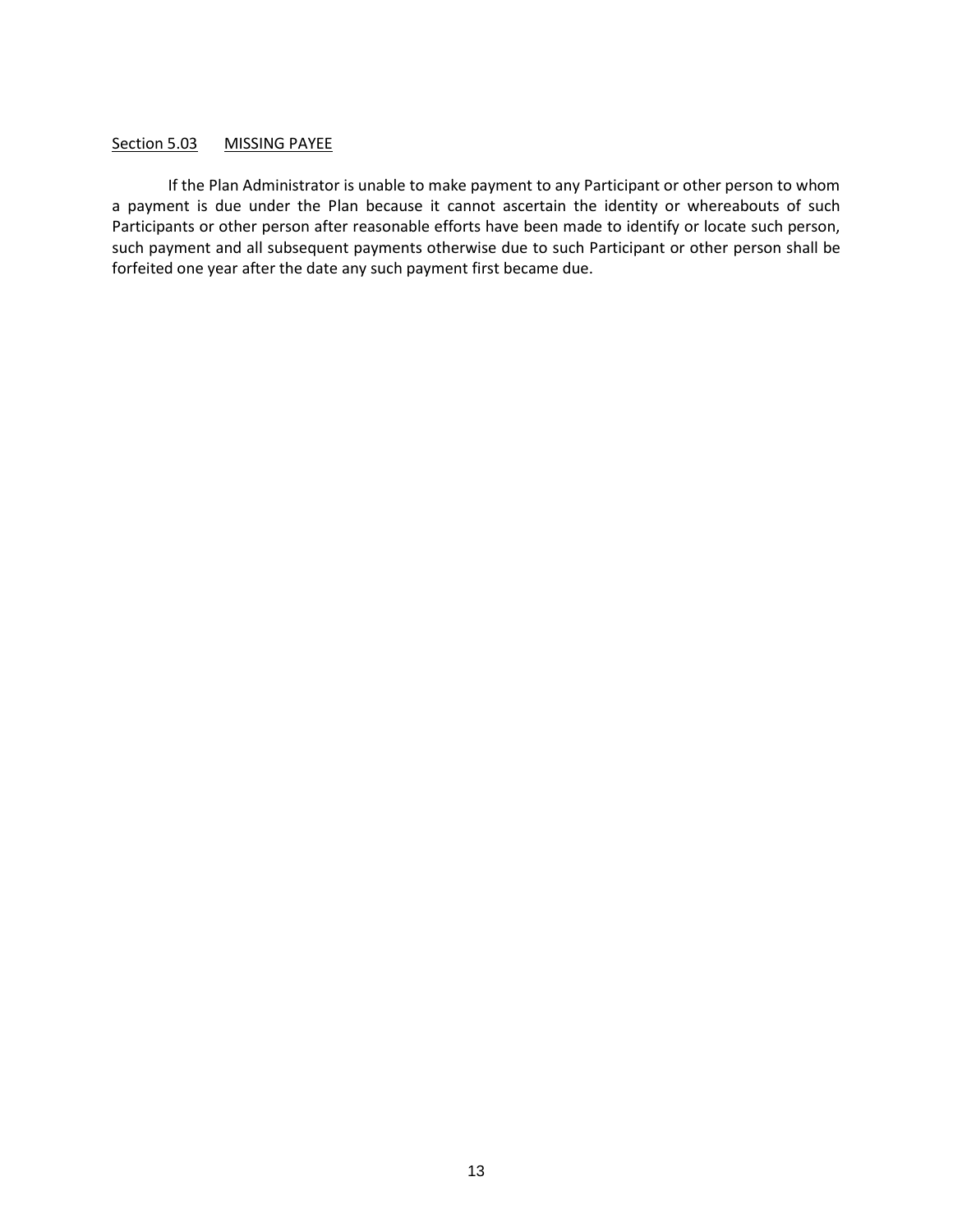<u>Section 5.03</u>  <u>MISSING PAYEE</u>

If the Plan Administrator is unable to make payment to any Participant or other person to whom a payment is due under the Plan because it cannot ascertain the identity or whereabouts of such Participants or other person after reasonable efforts have been made to identify or locate such person, such payment and all subsequent payments otherwise due to such Participant or other person shall be forfeited one year after the date any such payment first became due.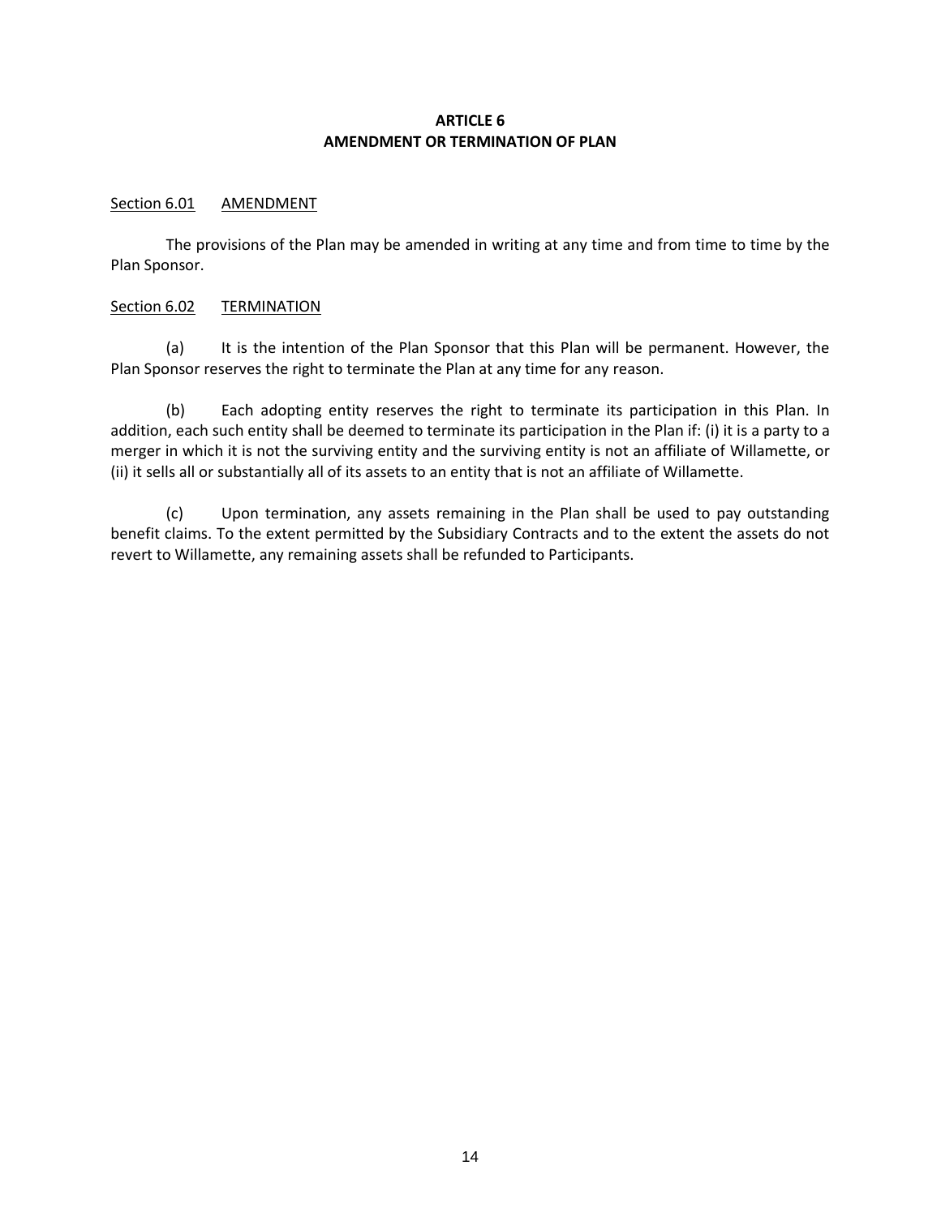## ARTICLE 6
## AMENDMENT OR TERMINATION OF PLAN

Section 6.01 AMENDMENT

The provisions of the Plan may be amended in writing at any time and from time to time by the Plan Sponsor.

Section 6.02 TERMINATION

(a) It is the intention of the Plan Sponsor that this Plan will be permanent. However, the Plan Sponsor reserves the right to terminate the Plan at any time for any reason.

(b) Each adopting entity reserves the right to terminate its participation in this Plan. In addition, each such entity shall be deemed to terminate its participation in the Plan if: (i) it is a party to a merger in which it is not the surviving entity and the surviving entity is not an affiliate of Willamette, or (ii) it sells all or substantially all of its assets to an entity that is not an affiliate of Willamette.

(c) Upon termination, any assets remaining in the Plan shall be used to pay outstanding benefit claims. To the extent permitted by the Subsidiary Contracts and to the extent the assets do not revert to Willamette, any remaining assets shall be refunded to Participants.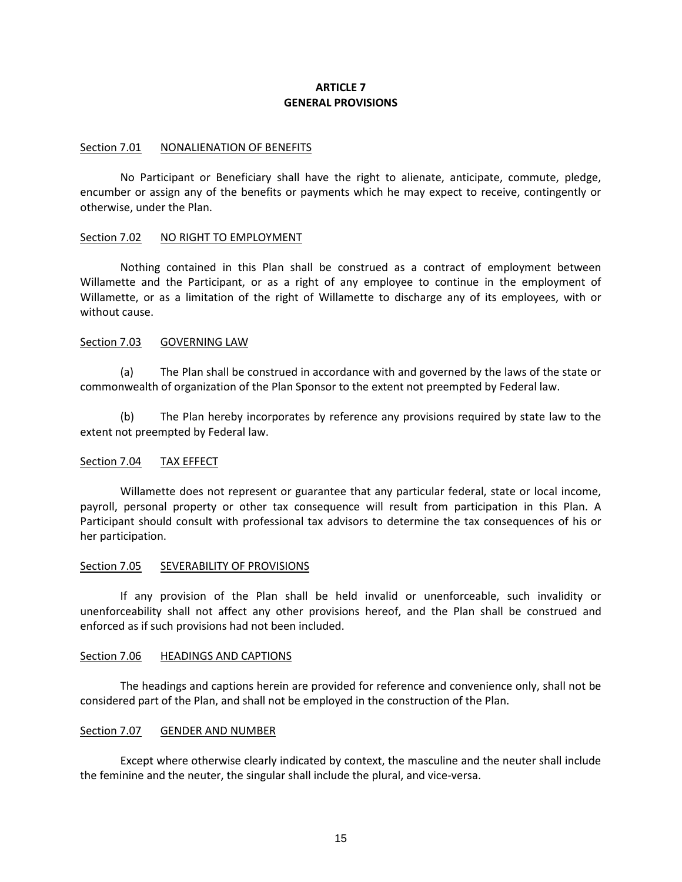# ARTICLE 7
# GENERAL PROVISIONS

<u>Section 7.01</u> <u>NONALIENATION OF BENEFITS</u>

No Participant or Beneficiary shall have the right to alienate, anticipate, commute, pledge, encumber or assign any of the benefits or payments which he may expect to receive, contingently or otherwise, under the Plan.

<u>Section 7.02</u> <u>NO RIGHT TO EMPLOYMENT</u>

Nothing contained in this Plan shall be construed as a contract of employment between Willamette and the Participant, or as a right of any employee to continue in the employment of Willamette, or as a limitation of the right of Willamette to discharge any of its employees, with or without cause.

<u>Section 7.03</u> <u>GOVERNING LAW</u>

(a) The Plan shall be construed in accordance with and governed by the laws of the state or commonwealth of organization of the Plan Sponsor to the extent not preempted by Federal law.

(b) The Plan hereby incorporates by reference any provisions required by state law to the extent not preempted by Federal law.

<u>Section 7.04</u> <u>TAX EFFECT</u>

Willamette does not represent or guarantee that any particular federal, state or local income, payroll, personal property or other tax consequence will result from participation in this Plan. A Participant should consult with professional tax advisors to determine the tax consequences of his or her participation.

<u>Section 7.05</u> <u>SEVERABILITY OF PROVISIONS</u>

If any provision of the Plan shall be held invalid or unenforceable, such invalidity or unenforceability shall not affect any other provisions hereof, and the Plan shall be construed and enforced as if such provisions had not been included.

<u>Section 7.06</u> <u>HEADINGS AND CAPTIONS</u>

The headings and captions herein are provided for reference and convenience only, shall not be considered part of the Plan, and shall not be employed in the construction of the Plan.

<u>Section 7.07</u> <u>GENDER AND NUMBER</u>

Except where otherwise clearly indicated by context, the masculine and the neuter shall include the feminine and the neuter, the singular shall include the plural, and vice-versa.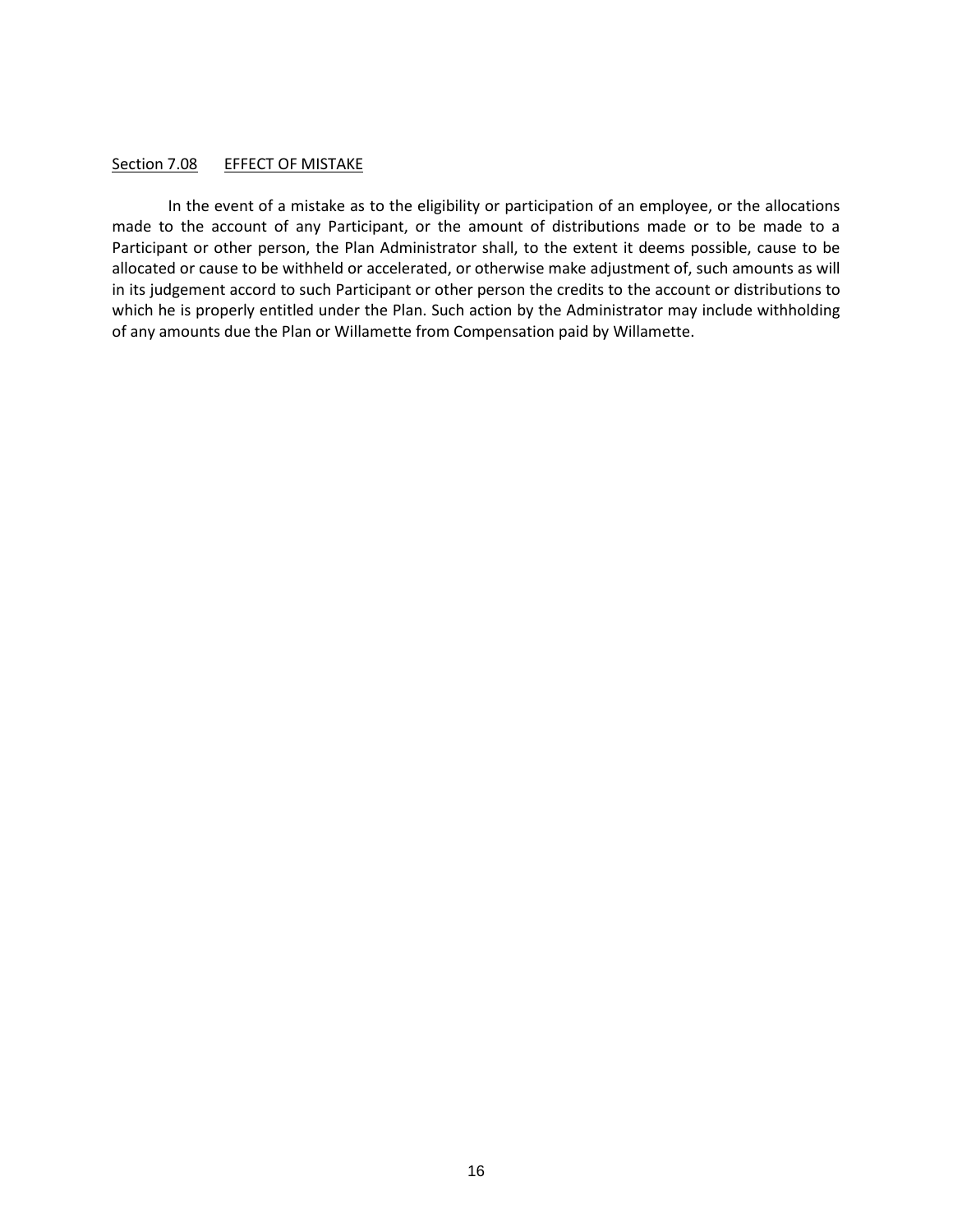<u>Section 7.08</u> <u>EFFECT OF MISTAKE</u>

In the event of a mistake as to the eligibility or participation of an employee, or the allocations made to the account of any Participant, or the amount of distributions made or to be made to a Participant or other person, the Plan Administrator shall, to the extent it deems possible, cause to be allocated or cause to be withheld or accelerated, or otherwise make adjustment of, such amounts as will in its judgement accord to such Participant or other person the credits to the account or distributions to which he is properly entitled under the Plan. Such action by the Administrator may include withholding of any amounts due the Plan or Willamette from Compensation paid by Willamette.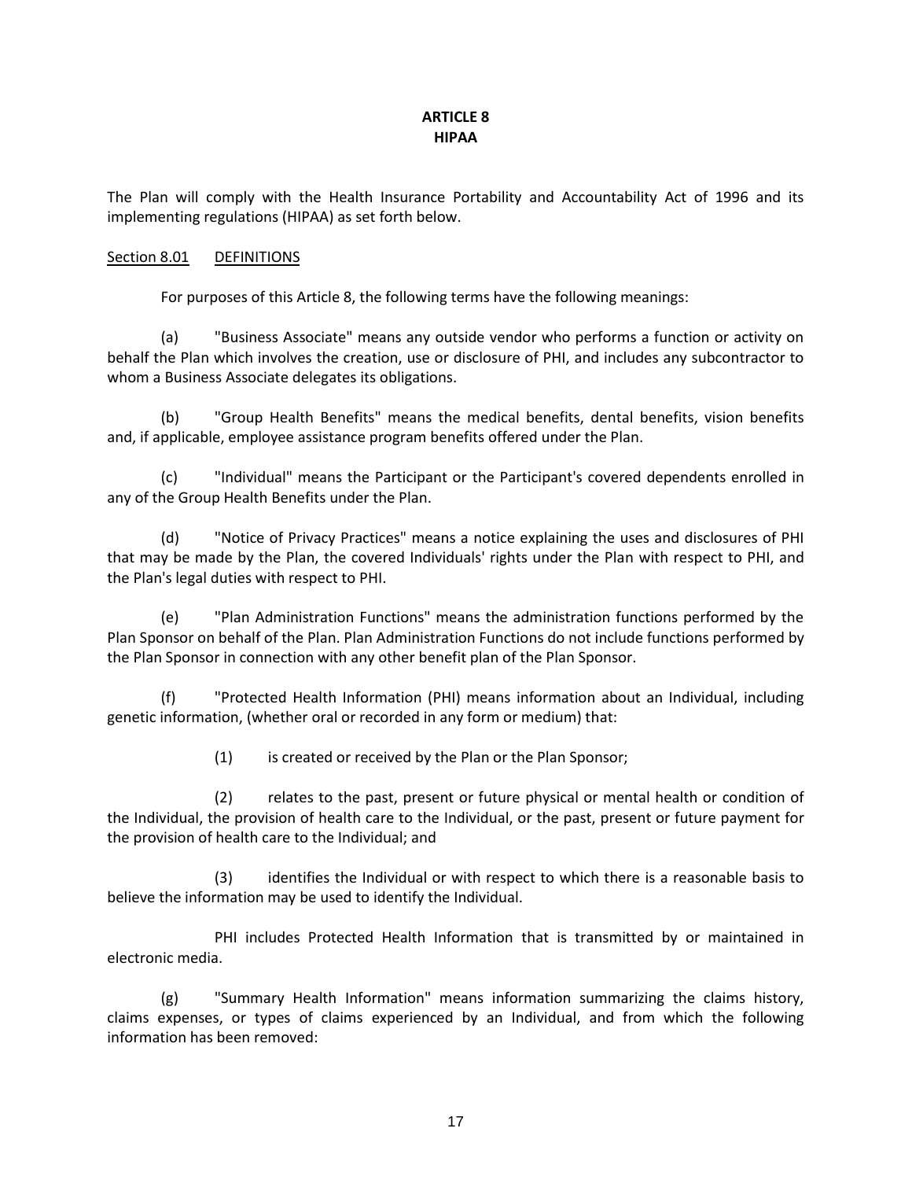# ARTICLE 8
## HIPAA

The Plan will comply with the Health Insurance Portability and Accountability Act of 1996 and its implementing regulations (HIPAA) as set forth below.

<u>Section 8.01</u> <u>DEFINITIONS</u>

For purposes of this Article 8, the following terms have the following meanings:

(a) "Business Associate" means any outside vendor who performs a function or activity on behalf the Plan which involves the creation, use or disclosure of PHI, and includes any subcontractor to whom a Business Associate delegates its obligations.

(b) "Group Health Benefits" means the medical benefits, dental benefits, vision benefits and, if applicable, employee assistance program benefits offered under the Plan.

(c) "Individual" means the Participant or the Participant's covered dependents enrolled in any of the Group Health Benefits under the Plan.

(d) "Notice of Privacy Practices" means a notice explaining the uses and disclosures of PHI that may be made by the Plan, the covered Individuals' rights under the Plan with respect to PHI, and the Plan's legal duties with respect to PHI.

(e) "Plan Administration Functions" means the administration functions performed by the Plan Sponsor on behalf of the Plan. Plan Administration Functions do not include functions performed by the Plan Sponsor in connection with any other benefit plan of the Plan Sponsor.

(f) "Protected Health Information (PHI) means information about an Individual, including genetic information, (whether oral or recorded in any form or medium) that:

(1) is created or received by the Plan or the Plan Sponsor;

(2) relates to the past, present or future physical or mental health or condition of the Individual, the provision of health care to the Individual, or the past, present or future payment for the provision of health care to the Individual; and

(3) identifies the Individual or with respect to which there is a reasonable basis to believe the information may be used to identify the Individual.

PHI includes Protected Health Information that is transmitted by or maintained in electronic media.

(g) "Summary Health Information" means information summarizing the claims history, claims expenses, or types of claims experienced by an Individual, and from which the following information has been removed: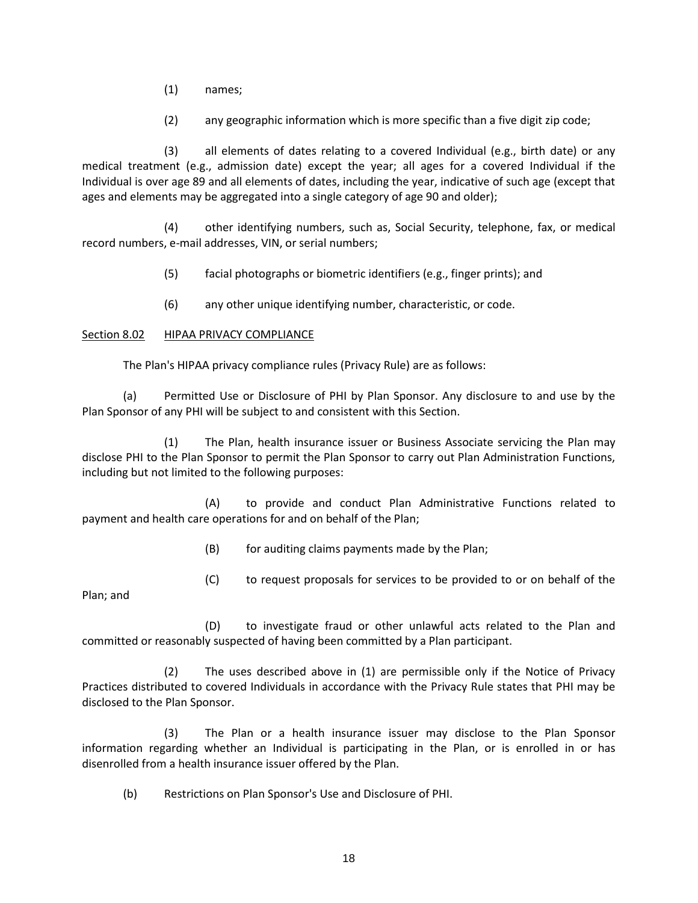(1) names;

(2) any geographic information which is more specific than a five digit zip code;

(3) all elements of dates relating to a covered Individual (e.g., birth date) or any medical treatment (e.g., admission date) except the year; all ages for a covered Individual if the Individual is over age 89 and all elements of dates, including the year, indicative of such age (except that ages and elements may be aggregated into a single category of age 90 and older);

(4) other identifying numbers, such as, Social Security, telephone, fax, or medical record numbers, e-mail addresses, VIN, or serial numbers;

(5) facial photographs or biometric identifiers (e.g., finger prints); and

(6) any other unique identifying number, characteristic, or code.

Section 8.02 HIPAA PRIVACY COMPLIANCE

The Plan's HIPAA privacy compliance rules (Privacy Rule) are as follows:

(a) Permitted Use or Disclosure of PHI by Plan Sponsor. Any disclosure to and use by the Plan Sponsor of any PHI will be subject to and consistent with this Section.

(1) The Plan, health insurance issuer or Business Associate servicing the Plan may disclose PHI to the Plan Sponsor to permit the Plan Sponsor to carry out Plan Administration Functions, including but not limited to the following purposes:

(A) to provide and conduct Plan Administrative Functions related to payment and health care operations for and on behalf of the Plan;

(B) for auditing claims payments made by the Plan;

(C) to request proposals for services to be provided to or on behalf of the Plan; and

(D) to investigate fraud or other unlawful acts related to the Plan and committed or reasonably suspected of having been committed by a Plan participant.

(2) The uses described above in (1) are permissible only if the Notice of Privacy Practices distributed to covered Individuals in accordance with the Privacy Rule states that PHI may be disclosed to the Plan Sponsor.

(3) The Plan or a health insurance issuer may disclose to the Plan Sponsor information regarding whether an Individual is participating in the Plan, or is enrolled in or has disenrolled from a health insurance issuer offered by the Plan.

(b) Restrictions on Plan Sponsor's Use and Disclosure of PHI.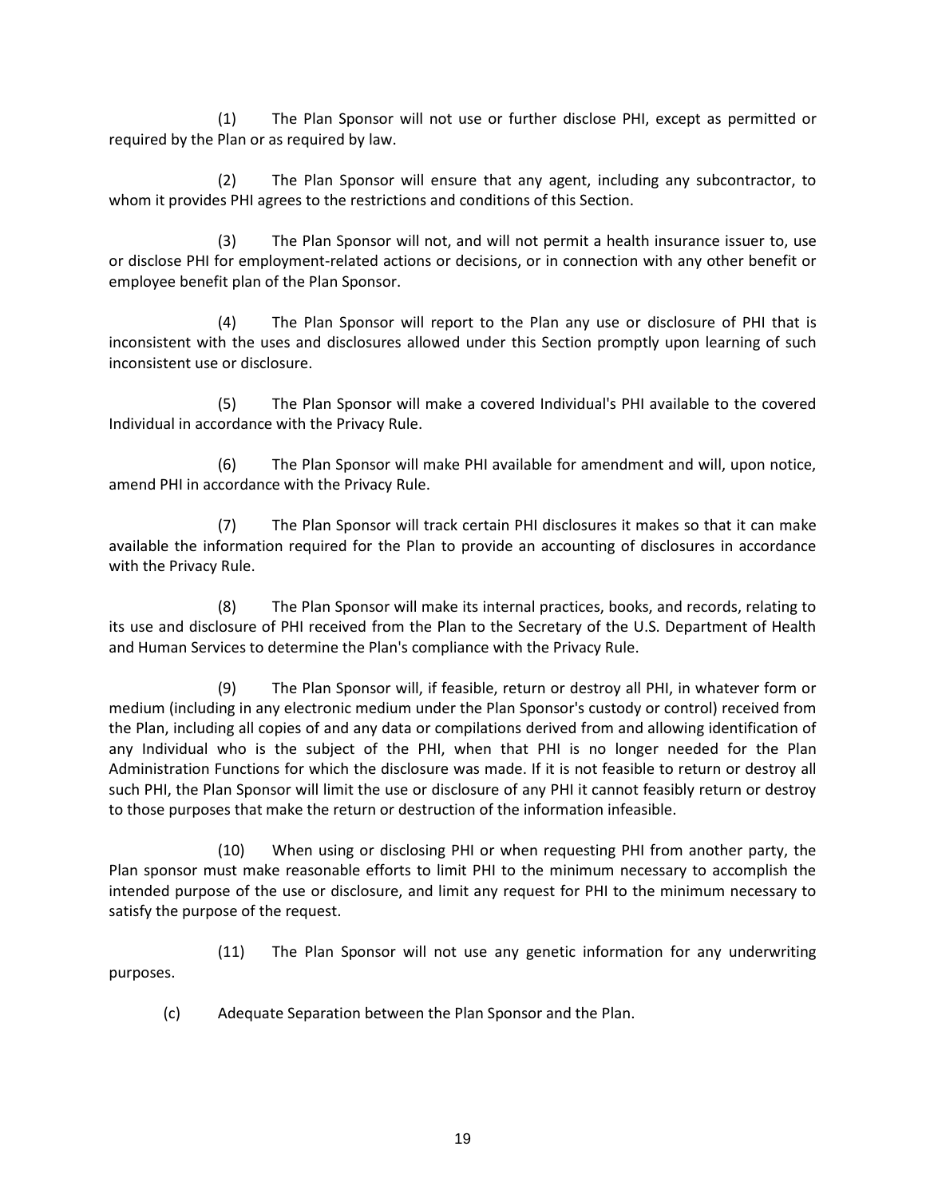(1) The Plan Sponsor will not use or further disclose PHI, except as permitted or required by the Plan or as required by law.

(2) The Plan Sponsor will ensure that any agent, including any subcontractor, to whom it provides PHI agrees to the restrictions and conditions of this Section.

(3) The Plan Sponsor will not, and will not permit a health insurance issuer to, use or disclose PHI for employment-related actions or decisions, or in connection with any other benefit or employee benefit plan of the Plan Sponsor.

(4) The Plan Sponsor will report to the Plan any use or disclosure of PHI that is inconsistent with the uses and disclosures allowed under this Section promptly upon learning of such inconsistent use or disclosure.

(5) The Plan Sponsor will make a covered Individual's PHI available to the covered Individual in accordance with the Privacy Rule.

(6) The Plan Sponsor will make PHI available for amendment and will, upon notice, amend PHI in accordance with the Privacy Rule.

(7) The Plan Sponsor will track certain PHI disclosures it makes so that it can make available the information required for the Plan to provide an accounting of disclosures in accordance with the Privacy Rule.

(8) The Plan Sponsor will make its internal practices, books, and records, relating to its use and disclosure of PHI received from the Plan to the Secretary of the U.S. Department of Health and Human Services to determine the Plan's compliance with the Privacy Rule.

(9) The Plan Sponsor will, if feasible, return or destroy all PHI, in whatever form or medium (including in any electronic medium under the Plan Sponsor's custody or control) received from the Plan, including all copies of and any data or compilations derived from and allowing identification of any Individual who is the subject of the PHI, when that PHI is no longer needed for the Plan Administration Functions for which the disclosure was made. If it is not feasible to return or destroy all such PHI, the Plan Sponsor will limit the use or disclosure of any PHI it cannot feasibly return or destroy to those purposes that make the return or destruction of the information infeasible.

(10) When using or disclosing PHI or when requesting PHI from another party, the Plan sponsor must make reasonable efforts to limit PHI to the minimum necessary to accomplish the intended purpose of the use or disclosure, and limit any request for PHI to the minimum necessary to satisfy the purpose of the request.

(11) The Plan Sponsor will not use any genetic information for any underwriting purposes.

(c) Adequate Separation between the Plan Sponsor and the Plan.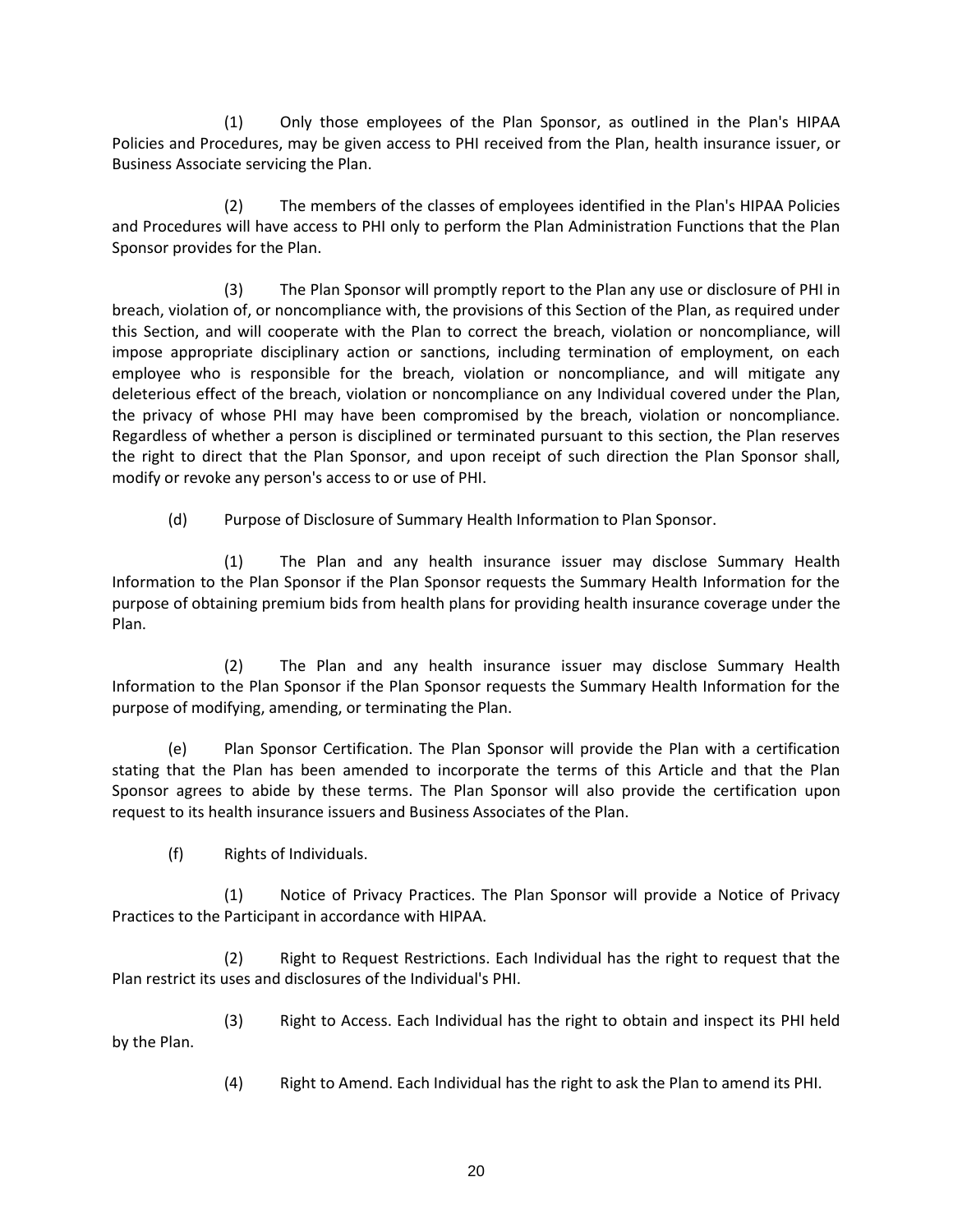(1) Only those employees of the Plan Sponsor, as outlined in the Plan's HIPAA Policies and Procedures, may be given access to PHI received from the Plan, health insurance issuer, or Business Associate servicing the Plan.

(2) The members of the classes of employees identified in the Plan's HIPAA Policies and Procedures will have access to PHI only to perform the Plan Administration Functions that the Plan Sponsor provides for the Plan.

(3) The Plan Sponsor will promptly report to the Plan any use or disclosure of PHI in breach, violation of, or noncompliance with, the provisions of this Section of the Plan, as required under this Section, and will cooperate with the Plan to correct the breach, violation or noncompliance, will impose appropriate disciplinary action or sanctions, including termination of employment, on each employee who is responsible for the breach, violation or noncompliance, and will mitigate any deleterious effect of the breach, violation or noncompliance on any Individual covered under the Plan, the privacy of whose PHI may have been compromised by the breach, violation or noncompliance. Regardless of whether a person is disciplined or terminated pursuant to this section, the Plan reserves the right to direct that the Plan Sponsor, and upon receipt of such direction the Plan Sponsor shall, modify or revoke any person's access to or use of PHI.

(d) Purpose of Disclosure of Summary Health Information to Plan Sponsor.

(1) The Plan and any health insurance issuer may disclose Summary Health Information to the Plan Sponsor if the Plan Sponsor requests the Summary Health Information for the purpose of obtaining premium bids from health plans for providing health insurance coverage under the Plan.

(2) The Plan and any health insurance issuer may disclose Summary Health Information to the Plan Sponsor if the Plan Sponsor requests the Summary Health Information for the purpose of modifying, amending, or terminating the Plan.

(e) Plan Sponsor Certification. The Plan Sponsor will provide the Plan with a certification stating that the Plan has been amended to incorporate the terms of this Article and that the Plan Sponsor agrees to abide by these terms. The Plan Sponsor will also provide the certification upon request to its health insurance issuers and Business Associates of the Plan.

(f) Rights of Individuals.

(1) Notice of Privacy Practices. The Plan Sponsor will provide a Notice of Privacy Practices to the Participant in accordance with HIPAA.

(2) Right to Request Restrictions. Each Individual has the right to request that the Plan restrict its uses and disclosures of the Individual's PHI.

(3) Right to Access. Each Individual has the right to obtain and inspect its PHI held by the Plan.

(4) Right to Amend. Each Individual has the right to ask the Plan to amend its PHI.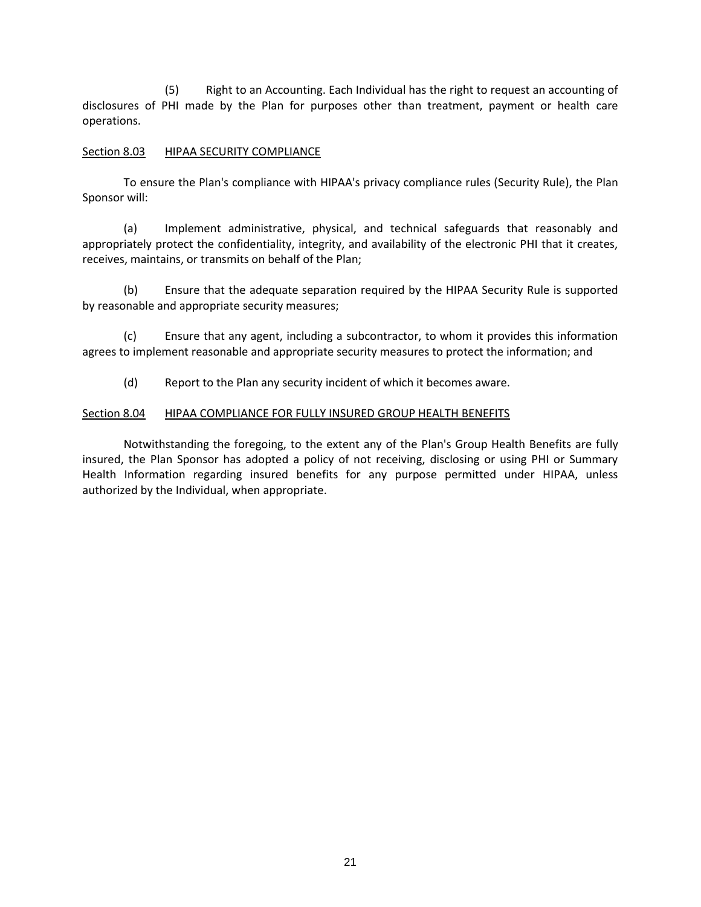(5) Right to an Accounting. Each Individual has the right to request an accounting of disclosures of PHI made by the Plan for purposes other than treatment, payment or health care operations.

Section 8.03 HIPAA SECURITY COMPLIANCE

To ensure the Plan's compliance with HIPAA's privacy compliance rules (Security Rule), the Plan Sponsor will:

(a) Implement administrative, physical, and technical safeguards that reasonably and appropriately protect the confidentiality, integrity, and availability of the electronic PHI that it creates, receives, maintains, or transmits on behalf of the Plan;

(b) Ensure that the adequate separation required by the HIPAA Security Rule is supported by reasonable and appropriate security measures;

(c) Ensure that any agent, including a subcontractor, to whom it provides this information agrees to implement reasonable and appropriate security measures to protect the information; and

(d) Report to the Plan any security incident of which it becomes aware.

Section 8.04 HIPAA COMPLIANCE FOR FULLY INSURED GROUP HEALTH BENEFITS

Notwithstanding the foregoing, to the extent any of the Plan's Group Health Benefits are fully insured, the Plan Sponsor has adopted a policy of not receiving, disclosing or using PHI or Summary Health Information regarding insured benefits for any purpose permitted under HIPAA, unless authorized by the Individual, when appropriate.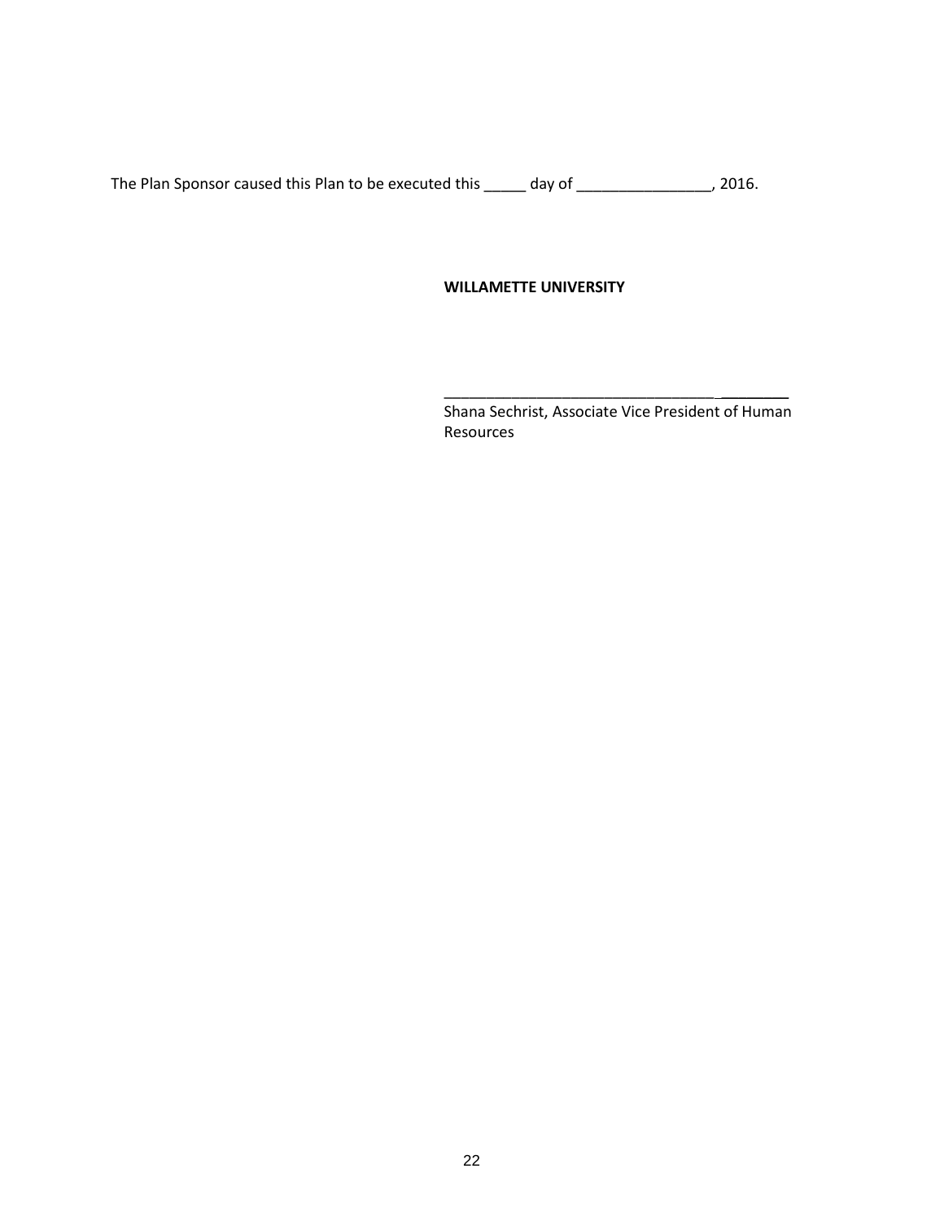The Plan Sponsor caused this Plan to be executed this _____ day of ________________, 2016.

**WILLAMETTE UNIVERSITY**

_________________________________________

Shana Sechrist, Associate Vice President of Human Resources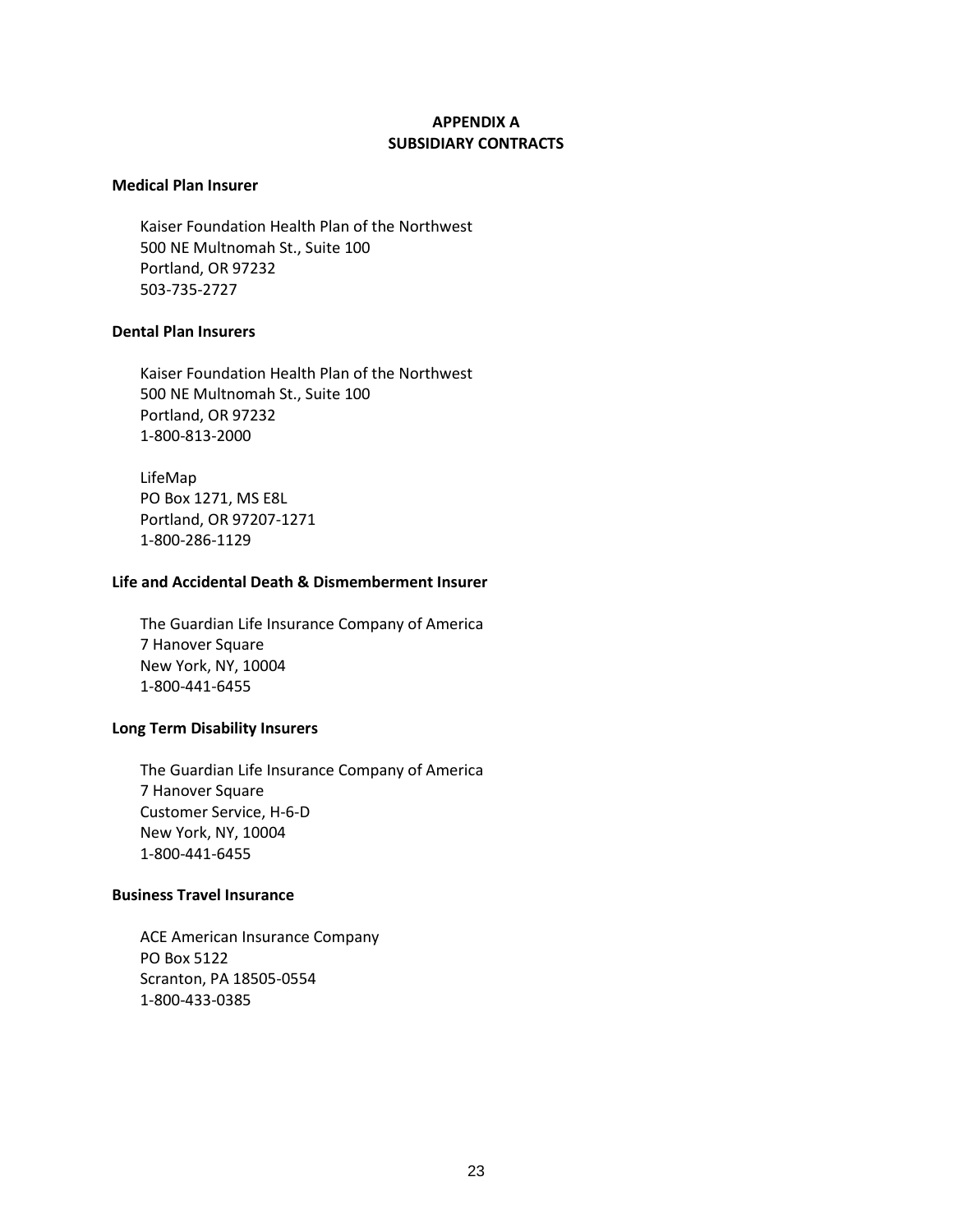# APPENDIX A
## SUBSIDIARY CONTRACTS

**Medical Plan Insurer**

Kaiser Foundation Health Plan of the Northwest
500 NE Multnomah St., Suite 100
Portland, OR 97232
503-735-2727

**Dental Plan Insurers**

Kaiser Foundation Health Plan of the Northwest
500 NE Multnomah St., Suite 100
Portland, OR 97232
1-800-813-2000

LifeMap
PO Box 1271, MS E8L
Portland, OR 97207-1271
1-800-286-1129

**Life and Accidental Death & Dismemberment Insurer**

The Guardian Life Insurance Company of America
7 Hanover Square
New York, NY, 10004
1-800-441-6455

**Long Term Disability Insurers**

The Guardian Life Insurance Company of America
7 Hanover Square
Customer Service, H-6-D
New York, NY, 10004
1-800-441-6455

**Business Travel Insurance**

ACE American Insurance Company
PO Box 5122
Scranton, PA 18505-0554
1-800-433-0385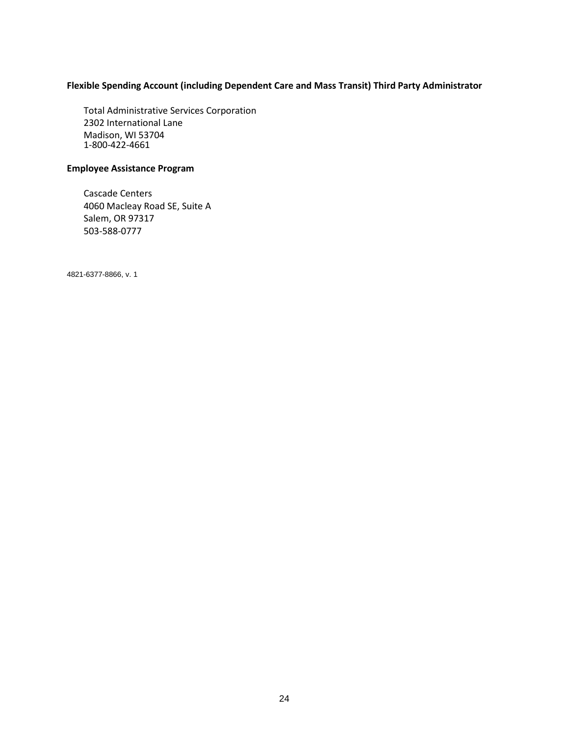**Flexible Spending Account (including Dependent Care and Mass Transit) Third Party Administrator**

Total Administrative Services Corporation
2302 International Lane
Madison, WI 53704
1-800-422-4661

**Employee Assistance Program**

Cascade Centers
4060 Macleay Road SE, Suite A
Salem, OR 97317
503-588-0777

4821-6377-8866, v. 1